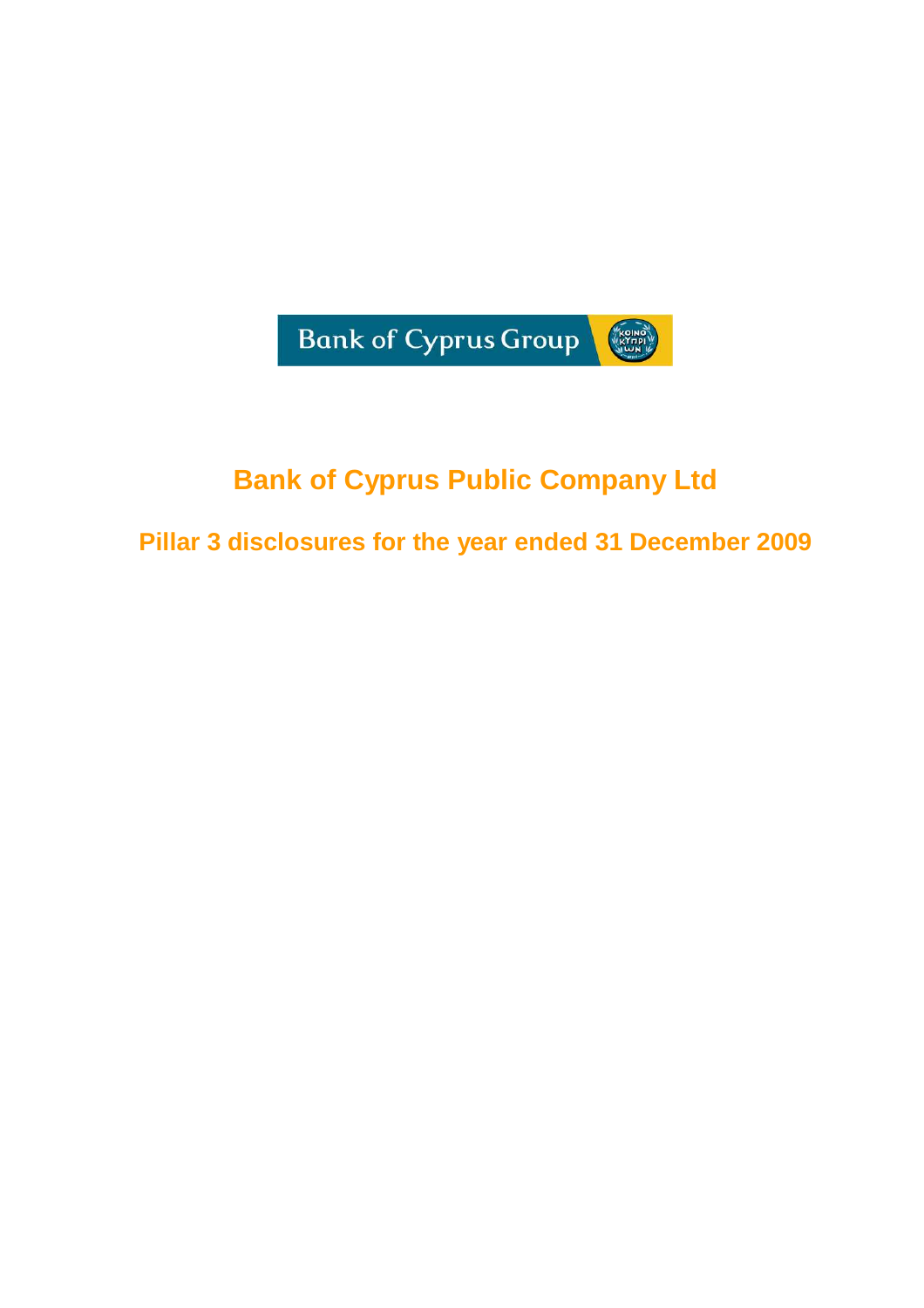Bank of Cyprus Group

# Bank of Cyprus Public Company Ltd

## Pillar 3 disclosures for the year ended 31 December 2009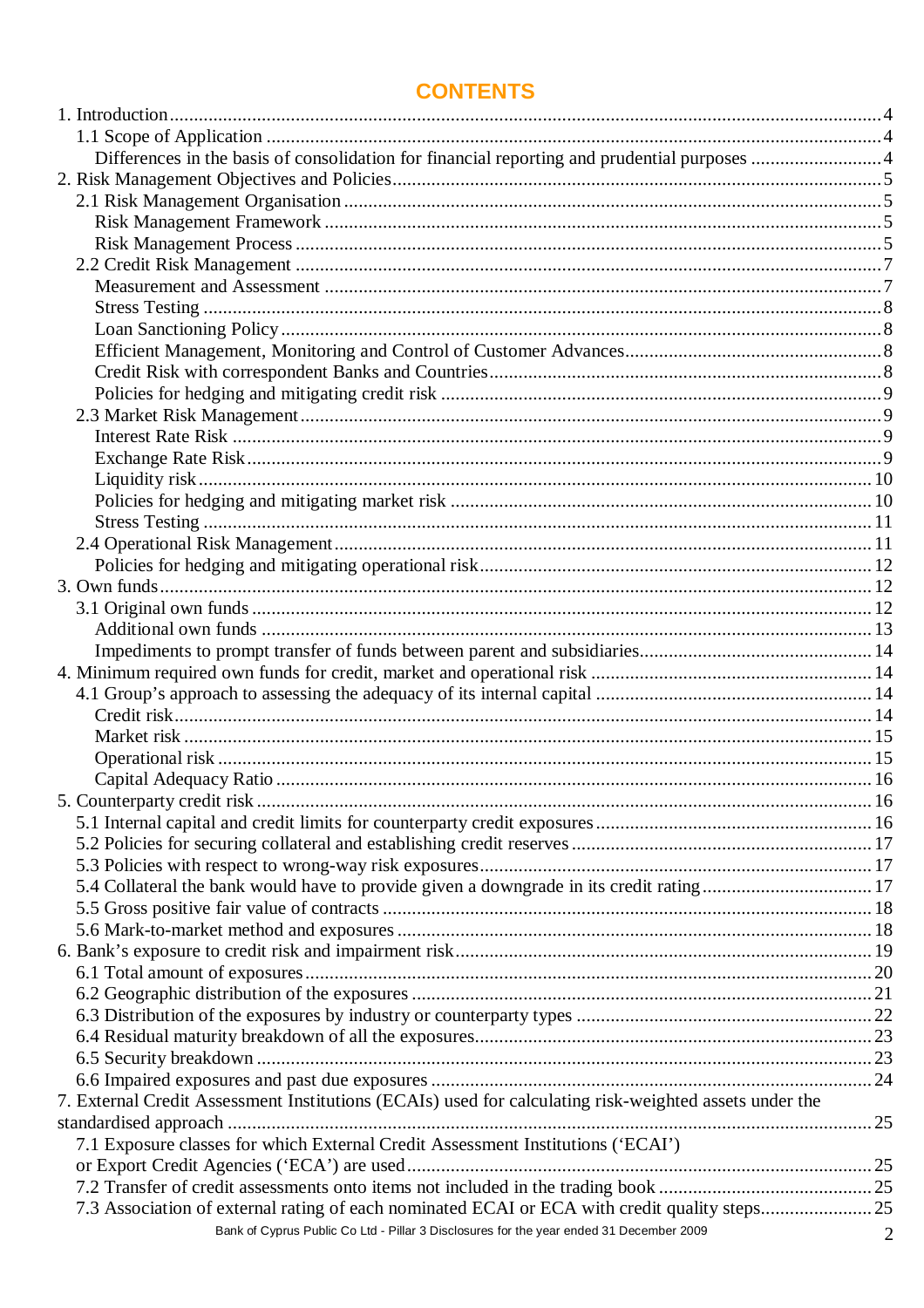# CONTENTS

1. Introduction.....4
   - 1.1 Scope of Application.....4
     - Differences in the basis of consolidation for financial reporting and prudential purposes.....4
2. Risk Management Objectives and Policies.....5
   - 2.1 Risk Management Organisation.....5
     - Risk Management Framework.....5
     - Risk Management Process.....5
   - 2.2 Credit Risk Management.....7
     - Measurement and Assessment.....7
     - Stress Testing.....8
     - Loan Sanctioning Policy.....8
     - Efficient Management, Monitoring and Control of Customer Advances.....8
     - Credit Risk with correspondent Banks and Countries.....8
     - Policies for hedging and mitigating credit risk.....9
   - 2.3 Market Risk Management.....9
     - Interest Rate Risk.....9
     - Exchange Rate Risk.....9
     - Liquidity risk.....10
     - Policies for hedging and mitigating market risk.....10
     - Stress Testing.....11
   - 2.4 Operational Risk Management.....11
     - Policies for hedging and mitigating operational risk.....12
3. Own funds.....12
   - 3.1 Original own funds.....12
     - Additional own funds.....13
     - Impediments to prompt transfer of funds between parent and subsidiaries.....14
4. Minimum required own funds for credit, market and operational risk.....14
   - 4.1 Group's approach to assessing the adequacy of its internal capital.....14
     - Credit risk.....14
     - Market risk.....15
     - Operational risk.....15
     - Capital Adequacy Ratio.....16
5. Counterparty credit risk.....16
   - 5.1 Internal capital and credit limits for counterparty credit exposures.....16
   - 5.2 Policies for securing collateral and establishing credit reserves.....17
   - 5.3 Policies with respect to wrong-way risk exposures.....17
   - 5.4 Collateral the bank would have to provide given a downgrade in its credit rating.....17
   - 5.5 Gross positive fair value of contracts.....18
   - 5.6 Mark-to-market method and exposures.....18
6. Bank's exposure to credit risk and impairment risk.....19
   - 6.1 Total amount of exposures.....20
   - 6.2 Geographic distribution of the exposures.....21
   - 6.3 Distribution of the exposures by industry or counterparty types.....22
   - 6.4 Residual maturity breakdown of all the exposures.....23
   - 6.5 Security breakdown.....23
   - 6.6 Impaired exposures and past due exposures.....24
7. External Credit Assessment Institutions (ECAIs) used for calculating risk-weighted assets under the standardised approach.....25
   - 7.1 Exposure classes for which External Credit Assessment Institutions ('ECAI') or Export Credit Agencies ('ECA') are used.....25
   - 7.2 Transfer of credit assessments onto items not included in the trading book.....25
   - 7.3 Association of external rating of each nominated ECAI or ECA with credit quality steps.....25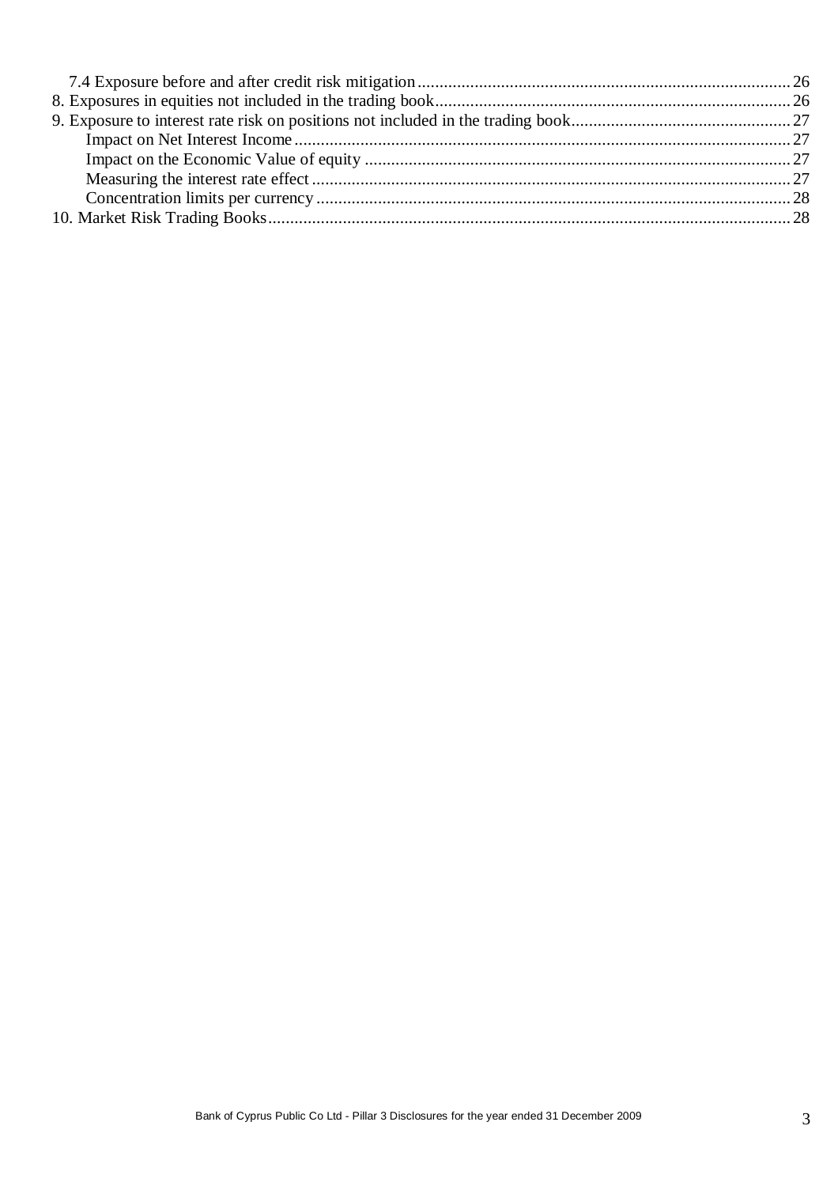7.4 Exposure before and after credit risk mitigation ..... 26
8. Exposures in equities not included in the trading book ..... 26
9. Exposure to interest rate risk on positions not included in the trading book ..... 27
Impact on Net Interest Income ..... 27
Impact on the Economic Value of equity ..... 27
Measuring the interest rate effect ..... 27
Concentration limits per currency ..... 28
10. Market Risk Trading Books ..... 28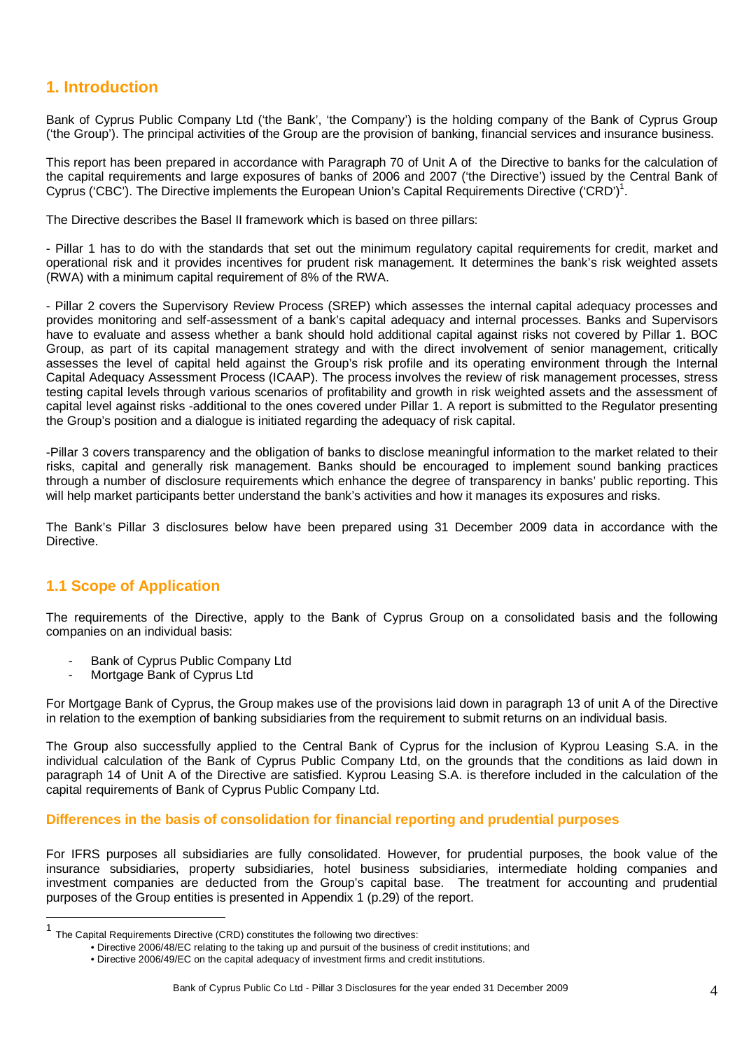## 1. Introduction

Bank of Cyprus Public Company Ltd ('the Bank', 'the Company') is the holding company of the Bank of Cyprus Group ('the Group'). The principal activities of the Group are the provision of banking, financial services and insurance business.

This report has been prepared in accordance with Paragraph 70 of Unit A of the Directive to banks for the calculation of the capital requirements and large exposures of banks of 2006 and 2007 ('the Directive') issued by the Central Bank of Cyprus ('CBC'). The Directive implements the European Union's Capital Requirements Directive ('CRD')[1].

The Directive describes the Basel II framework which is based on three pillars:

- Pillar 1 has to do with the standards that set out the minimum regulatory capital requirements for credit, market and operational risk and it provides incentives for prudent risk management. It determines the bank's risk weighted assets (RWA) with a minimum capital requirement of 8% of the RWA.

- Pillar 2 covers the Supervisory Review Process (SREP) which assesses the internal capital adequacy processes and provides monitoring and self-assessment of a bank's capital adequacy and internal processes. Banks and Supervisors have to evaluate and assess whether a bank should hold additional capital against risks not covered by Pillar 1. BOC Group, as part of its capital management strategy and with the direct involvement of senior management, critically assesses the level of capital held against the Group's risk profile and its operating environment through the Internal Capital Adequacy Assessment Process (ICAAP). The process involves the review of risk management processes, stress testing capital levels through various scenarios of profitability and growth in risk weighted assets and the assessment of capital level against risks -additional to the ones covered under Pillar 1. A report is submitted to the Regulator presenting the Group's position and a dialogue is initiated regarding the adequacy of risk capital.

-Pillar 3 covers transparency and the obligation of banks to disclose meaningful information to the market related to their risks, capital and generally risk management. Banks should be encouraged to implement sound banking practices through a number of disclosure requirements which enhance the degree of transparency in banks' public reporting. This will help market participants better understand the bank's activities and how it manages its exposures and risks.

The Bank's Pillar 3 disclosures below have been prepared using 31 December 2009 data in accordance with the Directive.

### 1.1 Scope of Application

The requirements of the Directive, apply to the Bank of Cyprus Group on a consolidated basis and the following companies on an individual basis:

- Bank of Cyprus Public Company Ltd
- Mortgage Bank of Cyprus Ltd

For Mortgage Bank of Cyprus, the Group makes use of the provisions laid down in paragraph 13 of unit A of the Directive in relation to the exemption of banking subsidiaries from the requirement to submit returns on an individual basis.

The Group also successfully applied to the Central Bank of Cyprus for the inclusion of Kyprou Leasing S.A. in the individual calculation of the Bank of Cyprus Public Company Ltd, on the grounds that the conditions as laid down in paragraph 14 of Unit A of the Directive are satisfied. Kyprou Leasing S.A. is therefore included in the calculation of the capital requirements of Bank of Cyprus Public Company Ltd.

#### Differences in the basis of consolidation for financial reporting and prudential purposes

For IFRS purposes all subsidiaries are fully consolidated. However, for prudential purposes, the book value of the insurance subsidiaries, property subsidiaries, hotel business subsidiaries, intermediate holding companies and investment companies are deducted from the Group's capital base. The treatment for accounting and prudential purposes of the Group entities is presented in Appendix 1 (p.29) of the report.

---

[1] The Capital Requirements Directive (CRD) constitutes the following two directives:
- Directive 2006/48/EC relating to the taking up and pursuit of the business of credit institutions; and
- Directive 2006/49/EC on the capital adequacy of investment firms and credit institutions.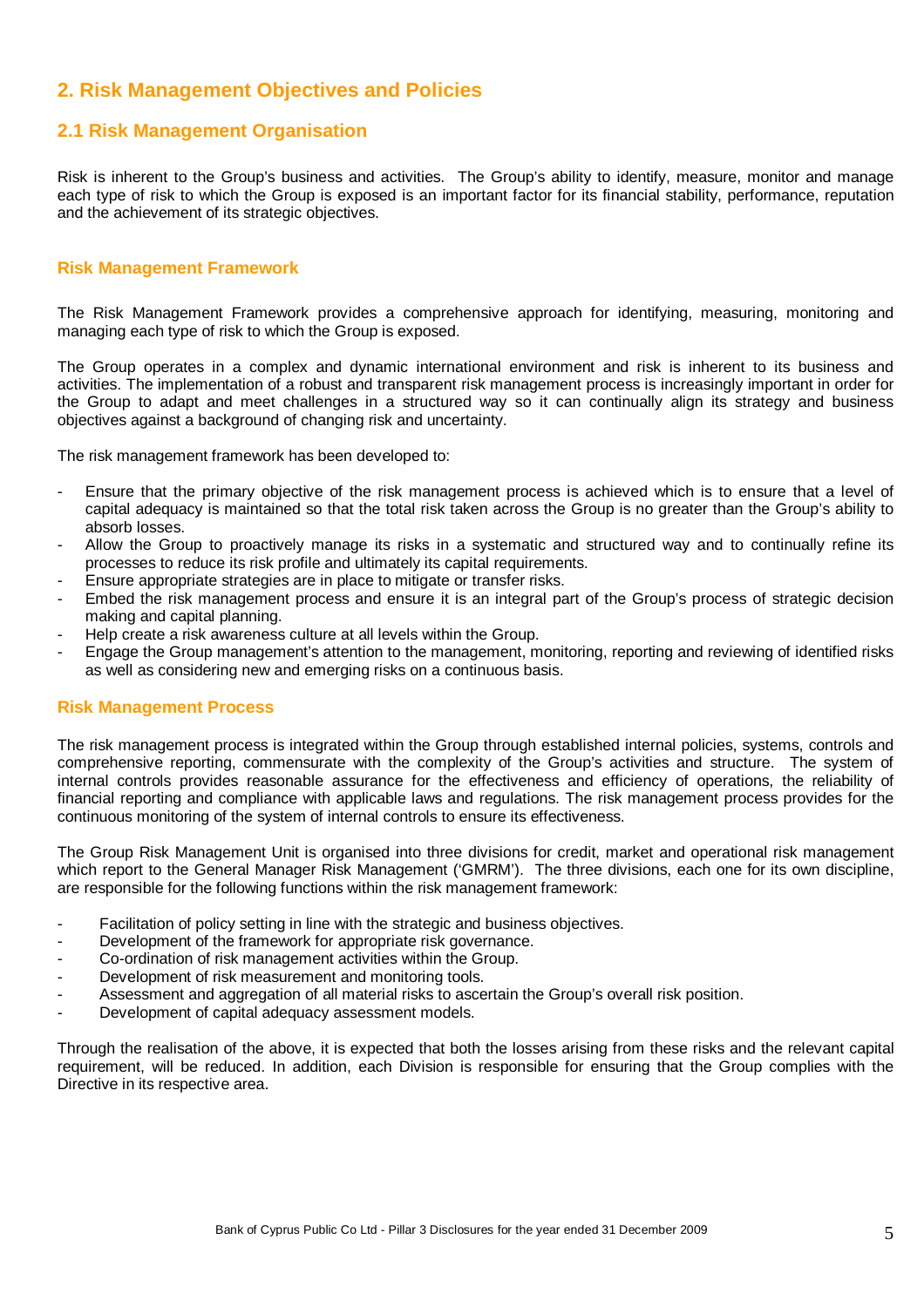## 2. Risk Management Objectives and Policies

### 2.1 Risk Management Organisation

Risk is inherent to the Group's business and activities. The Group's ability to identify, measure, monitor and manage each type of risk to which the Group is exposed is an important factor for its financial stability, performance, reputation and the achievement of its strategic objectives.

#### Risk Management Framework

The Risk Management Framework provides a comprehensive approach for identifying, measuring, monitoring and managing each type of risk to which the Group is exposed.

The Group operates in a complex and dynamic international environment and risk is inherent to its business and activities. The implementation of a robust and transparent risk management process is increasingly important in order for the Group to adapt and meet challenges in a structured way so it can continually align its strategy and business objectives against a background of changing risk and uncertainty.

The risk management framework has been developed to:

- Ensure that the primary objective of the risk management process is achieved which is to ensure that a level of capital adequacy is maintained so that the total risk taken across the Group is no greater than the Group's ability to absorb losses.
- Allow the Group to proactively manage its risks in a systematic and structured way and to continually refine its processes to reduce its risk profile and ultimately its capital requirements.
- Ensure appropriate strategies are in place to mitigate or transfer risks.
- Embed the risk management process and ensure it is an integral part of the Group's process of strategic decision making and capital planning.
- Help create a risk awareness culture at all levels within the Group.
- Engage the Group management's attention to the management, monitoring, reporting and reviewing of identified risks as well as considering new and emerging risks on a continuous basis.

#### Risk Management Process

The risk management process is integrated within the Group through established internal policies, systems, controls and comprehensive reporting, commensurate with the complexity of the Group's activities and structure. The system of internal controls provides reasonable assurance for the effectiveness and efficiency of operations, the reliability of financial reporting and compliance with applicable laws and regulations. The risk management process provides for the continuous monitoring of the system of internal controls to ensure its effectiveness.

The Group Risk Management Unit is organised into three divisions for credit, market and operational risk management which report to the General Manager Risk Management ('GMRM'). The three divisions, each one for its own discipline, are responsible for the following functions within the risk management framework:

- Facilitation of policy setting in line with the strategic and business objectives.
- Development of the framework for appropriate risk governance.
- Co-ordination of risk management activities within the Group.
- Development of risk measurement and monitoring tools.
- Assessment and aggregation of all material risks to ascertain the Group's overall risk position.
- Development of capital adequacy assessment models.

Through the realisation of the above, it is expected that both the losses arising from these risks and the relevant capital requirement, will be reduced. In addition, each Division is responsible for ensuring that the Group complies with the Directive in its respective area.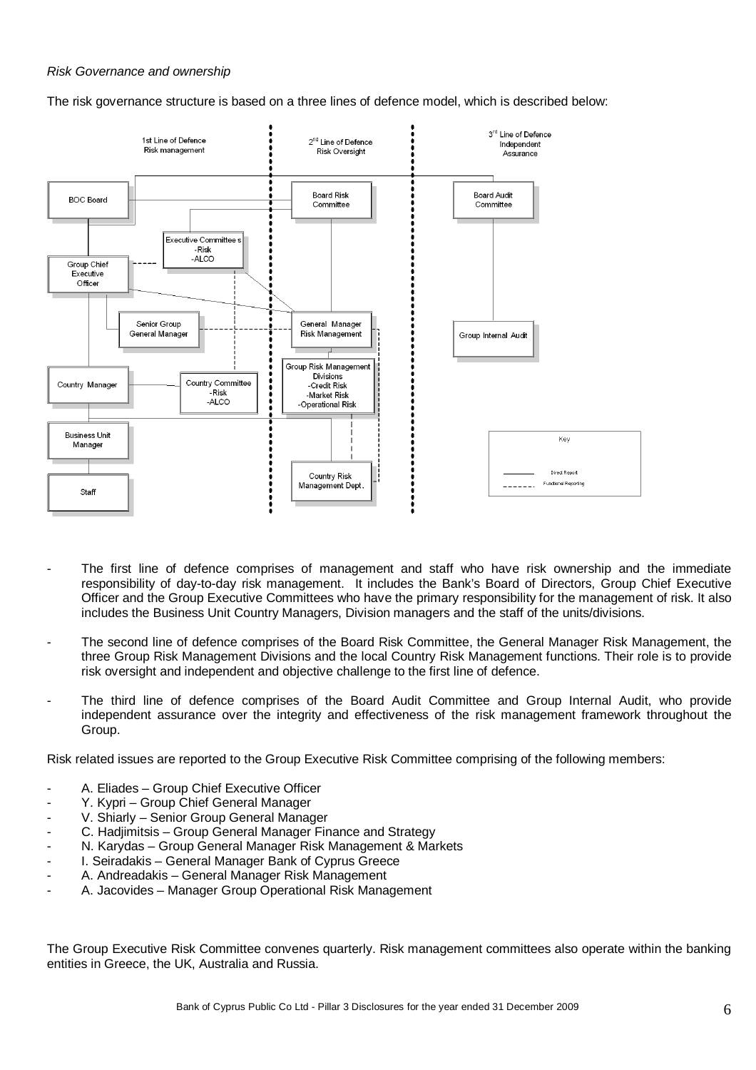*Risk Governance and ownership*

The risk governance structure is based on a three lines of defence model, which is described below:

1st Line of Defence
Risk management

2nd Line of Defence
Risk Oversight

3rd Line of Defence
Independent
Assurance

BOC Board

Board Risk Committee

Board Audit Committee

Executive Committees
-Risk
-ALCO

Group Chief Executive Officer

Senior Group General Manager

General Manager Risk Management

Group Internal Audit

Group Risk Management Divisions
-Credit Risk
-Market Risk
-Operational Risk

Country Manager

Country Committee
-Risk
-ALCO

Business Unit Manager

Staff

Country Risk Management Dept.

Key

Direct Report

Functional Reporting

- The first line of defence comprises of management and staff who have risk ownership and the immediate responsibility of day-to-day risk management. It includes the Bank's Board of Directors, Group Chief Executive Officer and the Group Executive Committees who have the primary responsibility for the management of risk. It also includes the Business Unit Country Managers, Division managers and the staff of the units/divisions.

- The second line of defence comprises of the Board Risk Committee, the General Manager Risk Management, the three Group Risk Management Divisions and the local Country Risk Management functions. Their role is to provide risk oversight and independent and objective challenge to the first line of defence.

- The third line of defence comprises of the Board Audit Committee and Group Internal Audit, who provide independent assurance over the integrity and effectiveness of the risk management framework throughout the Group.

Risk related issues are reported to the Group Executive Risk Committee comprising of the following members:

- A. Eliades – Group Chief Executive Officer
- Y. Kypri – Group Chief General Manager
- V. Shiarly – Senior Group General Manager
- C. Hadjimitsis – Group General Manager Finance and Strategy
- N. Karydas – Group General Manager Risk Management & Markets
- I. Seiradakis – General Manager Bank of Cyprus Greece
- A. Andreadakis – General Manager Risk Management
- A. Jacovides – Manager Group Operational Risk Management

The Group Executive Risk Committee convenes quarterly. Risk management committees also operate within the banking entities in Greece, the UK, Australia and Russia.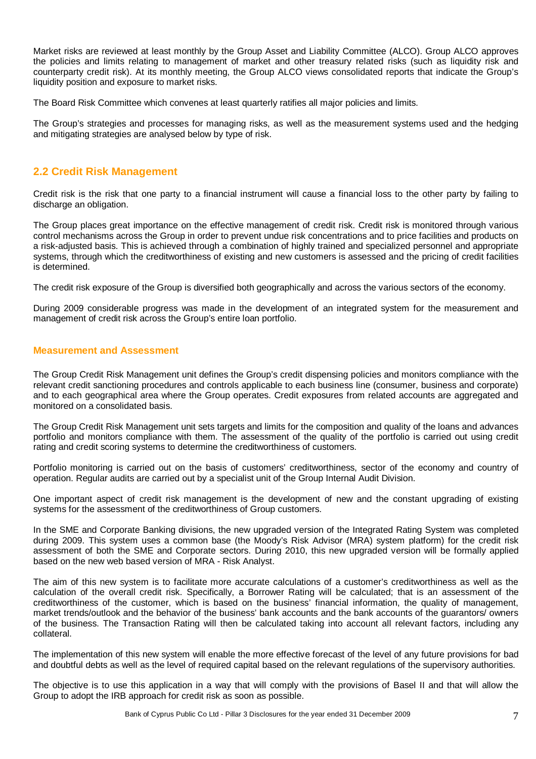Market risks are reviewed at least monthly by the Group Asset and Liability Committee (ALCO). Group ALCO approves the policies and limits relating to management of market and other treasury related risks (such as liquidity risk and counterparty credit risk). At its monthly meeting, the Group ALCO views consolidated reports that indicate the Group's liquidity position and exposure to market risks.

The Board Risk Committee which convenes at least quarterly ratifies all major policies and limits.

The Group's strategies and processes for managing risks, as well as the measurement systems used and the hedging and mitigating strategies are analysed below by type of risk.

## 2.2 Credit Risk Management

Credit risk is the risk that one party to a financial instrument will cause a financial loss to the other party by failing to discharge an obligation.

The Group places great importance on the effective management of credit risk. Credit risk is monitored through various control mechanisms across the Group in order to prevent undue risk concentrations and to price facilities and products on a risk-adjusted basis. This is achieved through a combination of highly trained and specialized personnel and appropriate systems, through which the creditworthiness of existing and new customers is assessed and the pricing of credit facilities is determined.

The credit risk exposure of the Group is diversified both geographically and across the various sectors of the economy.

During 2009 considerable progress was made in the development of an integrated system for the measurement and management of credit risk across the Group's entire loan portfolio.

### Measurement and Assessment

The Group Credit Risk Management unit defines the Group's credit dispensing policies and monitors compliance with the relevant credit sanctioning procedures and controls applicable to each business line (consumer, business and corporate) and to each geographical area where the Group operates. Credit exposures from related accounts are aggregated and monitored on a consolidated basis.

The Group Credit Risk Management unit sets targets and limits for the composition and quality of the loans and advances portfolio and monitors compliance with them. The assessment of the quality of the portfolio is carried out using credit rating and credit scoring systems to determine the creditworthiness of customers.

Portfolio monitoring is carried out on the basis of customers' creditworthiness, sector of the economy and country of operation. Regular audits are carried out by a specialist unit of the Group Internal Audit Division.

One important aspect of credit risk management is the development of new and the constant upgrading of existing systems for the assessment of the creditworthiness of Group customers.

In the SME and Corporate Banking divisions, the new upgraded version of the Integrated Rating System was completed during 2009. This system uses a common base (the Moody's Risk Advisor (MRA) system platform) for the credit risk assessment of both the SME and Corporate sectors. During 2010, this new upgraded version will be formally applied based on the new web based version of MRA - Risk Analyst.

The aim of this new system is to facilitate more accurate calculations of a customer's creditworthiness as well as the calculation of the overall credit risk. Specifically, a Borrower Rating will be calculated; that is an assessment of the creditworthiness of the customer, which is based on the business' financial information, the quality of management, market trends/outlook and the behavior of the business' bank accounts and the bank accounts of the guarantors/ owners of the business. The Transaction Rating will then be calculated taking into account all relevant factors, including any collateral.

The implementation of this new system will enable the more effective forecast of the level of any future provisions for bad and doubtful debts as well as the level of required capital based on the relevant regulations of the supervisory authorities.

The objective is to use this application in a way that will comply with the provisions of Basel II and that will allow the Group to adopt the IRB approach for credit risk as soon as possible.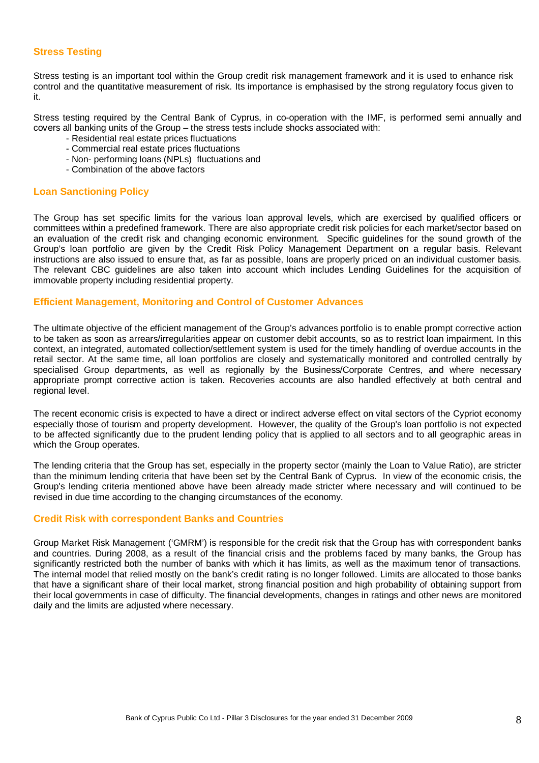## Stress Testing

Stress testing is an important tool within the Group credit risk management framework and it is used to enhance risk control and the quantitative measurement of risk. Its importance is emphasised by the strong regulatory focus given to it.

Stress testing required by the Central Bank of Cyprus, in co-operation with the IMF, is performed semi annually and covers all banking units of the Group – the stress tests include shocks associated with:

- Residential real estate prices fluctuations
- Commercial real estate prices fluctuations
- Non- performing loans (NPLs) fluctuations and
- Combination of the above factors

## Loan Sanctioning Policy

The Group has set specific limits for the various loan approval levels, which are exercised by qualified officers or committees within a predefined framework. There are also appropriate credit risk policies for each market/sector based on an evaluation of the credit risk and changing economic environment. Specific guidelines for the sound growth of the Group's loan portfolio are given by the Credit Risk Policy Management Department on a regular basis. Relevant instructions are also issued to ensure that, as far as possible, loans are properly priced on an individual customer basis. The relevant CBC guidelines are also taken into account which includes Lending Guidelines for the acquisition of immovable property including residential property.

## Efficient Management, Monitoring and Control of Customer Advances

The ultimate objective of the efficient management of the Group's advances portfolio is to enable prompt corrective action to be taken as soon as arrears/irregularities appear on customer debit accounts, so as to restrict loan impairment. In this context, an integrated, automated collection/settlement system is used for the timely handling of overdue accounts in the retail sector. At the same time, all loan portfolios are closely and systematically monitored and controlled centrally by specialised Group departments, as well as regionally by the Business/Corporate Centres, and where necessary appropriate prompt corrective action is taken. Recoveries accounts are also handled effectively at both central and regional level.

The recent economic crisis is expected to have a direct or indirect adverse effect on vital sectors of the Cypriot economy especially those of tourism and property development. However, the quality of the Group's loan portfolio is not expected to be affected significantly due to the prudent lending policy that is applied to all sectors and to all geographic areas in which the Group operates.

The lending criteria that the Group has set, especially in the property sector (mainly the Loan to Value Ratio), are stricter than the minimum lending criteria that have been set by the Central Bank of Cyprus. In view of the economic crisis, the Group's lending criteria mentioned above have been already made stricter where necessary and will continued to be revised in due time according to the changing circumstances of the economy.

## Credit Risk with correspondent Banks and Countries

Group Market Risk Management ('GMRM') is responsible for the credit risk that the Group has with correspondent banks and countries. During 2008, as a result of the financial crisis and the problems faced by many banks, the Group has significantly restricted both the number of banks with which it has limits, as well as the maximum tenor of transactions. The internal model that relied mostly on the bank's credit rating is no longer followed. Limits are allocated to those banks that have a significant share of their local market, strong financial position and high probability of obtaining support from their local governments in case of difficulty. The financial developments, changes in ratings and other news are monitored daily and the limits are adjusted where necessary.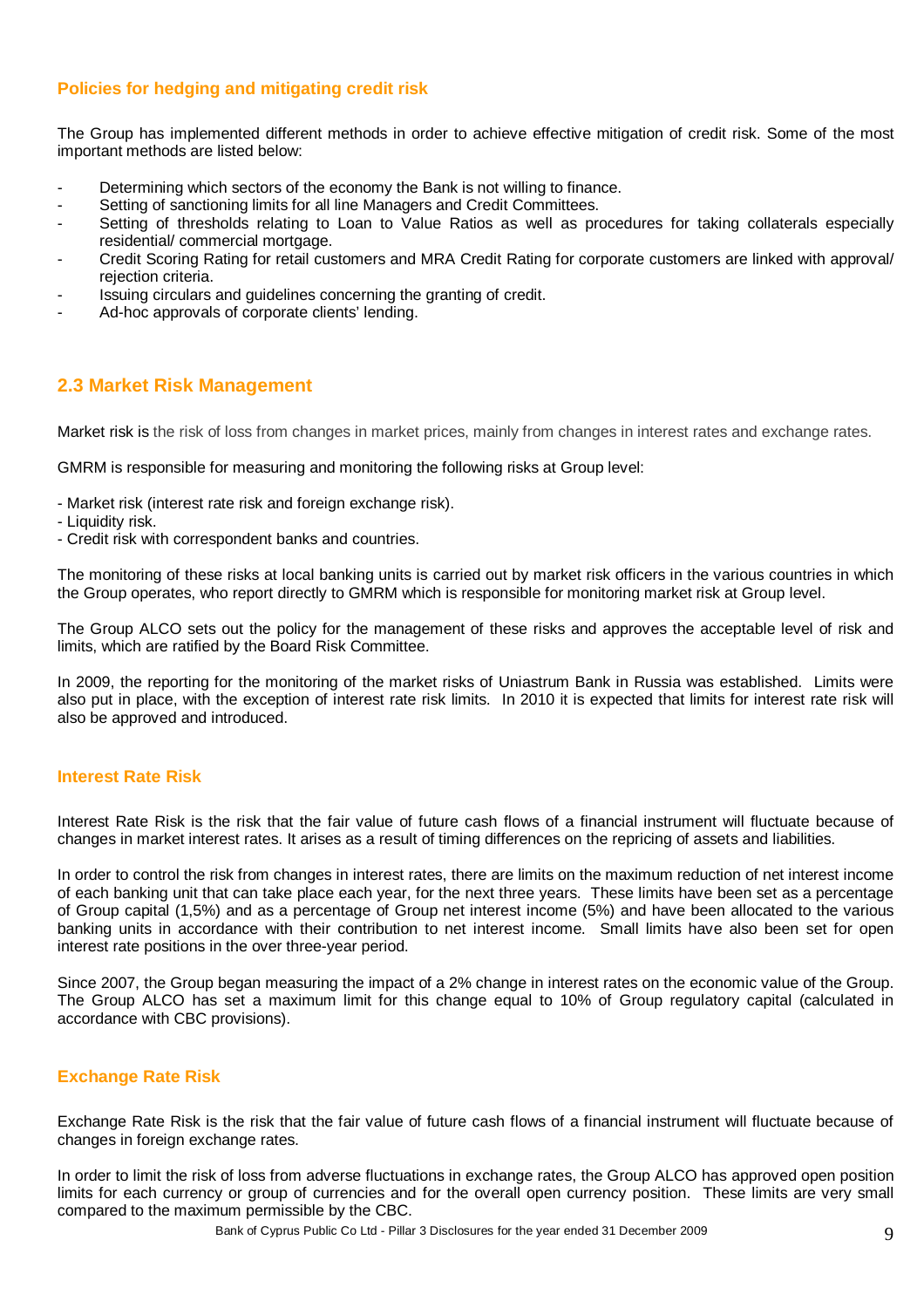### Policies for hedging and mitigating credit risk

The Group has implemented different methods in order to achieve effective mitigation of credit risk. Some of the most important methods are listed below:

- Determining which sectors of the economy the Bank is not willing to finance.
- Setting of sanctioning limits for all line Managers and Credit Committees.
- Setting of thresholds relating to Loan to Value Ratios as well as procedures for taking collaterals especially residential/ commercial mortgage.
- Credit Scoring Rating for retail customers and MRA Credit Rating for corporate customers are linked with approval/ rejection criteria.
- Issuing circulars and guidelines concerning the granting of credit.
- Ad-hoc approvals of corporate clients' lending.

## 2.3 Market Risk Management

Market risk is the risk of loss from changes in market prices, mainly from changes in interest rates and exchange rates.

GMRM is responsible for measuring and monitoring the following risks at Group level:

- Market risk (interest rate risk and foreign exchange risk).
- Liquidity risk.
- Credit risk with correspondent banks and countries.

The monitoring of these risks at local banking units is carried out by market risk officers in the various countries in which the Group operates, who report directly to GMRM which is responsible for monitoring market risk at Group level.

The Group ALCO sets out the policy for the management of these risks and approves the acceptable level of risk and limits, which are ratified by the Board Risk Committee.

In 2009, the reporting for the monitoring of the market risks of Uniastrum Bank in Russia was established. Limits were also put in place, with the exception of interest rate risk limits. In 2010 it is expected that limits for interest rate risk will also be approved and introduced.

### Interest Rate Risk

Interest Rate Risk is the risk that the fair value of future cash flows of a financial instrument will fluctuate because of changes in market interest rates. It arises as a result of timing differences on the repricing of assets and liabilities.

In order to control the risk from changes in interest rates, there are limits on the maximum reduction of net interest income of each banking unit that can take place each year, for the next three years. These limits have been set as a percentage of Group capital (1,5%) and as a percentage of Group net interest income (5%) and have been allocated to the various banking units in accordance with their contribution to net interest income. Small limits have also been set for open interest rate positions in the over three-year period.

Since 2007, the Group began measuring the impact of a 2% change in interest rates on the economic value of the Group. The Group ALCO has set a maximum limit for this change equal to 10% of Group regulatory capital (calculated in accordance with CBC provisions).

### Exchange Rate Risk

Exchange Rate Risk is the risk that the fair value of future cash flows of a financial instrument will fluctuate because of changes in foreign exchange rates.

In order to limit the risk of loss from adverse fluctuations in exchange rates, the Group ALCO has approved open position limits for each currency or group of currencies and for the overall open currency position. These limits are very small compared to the maximum permissible by the CBC.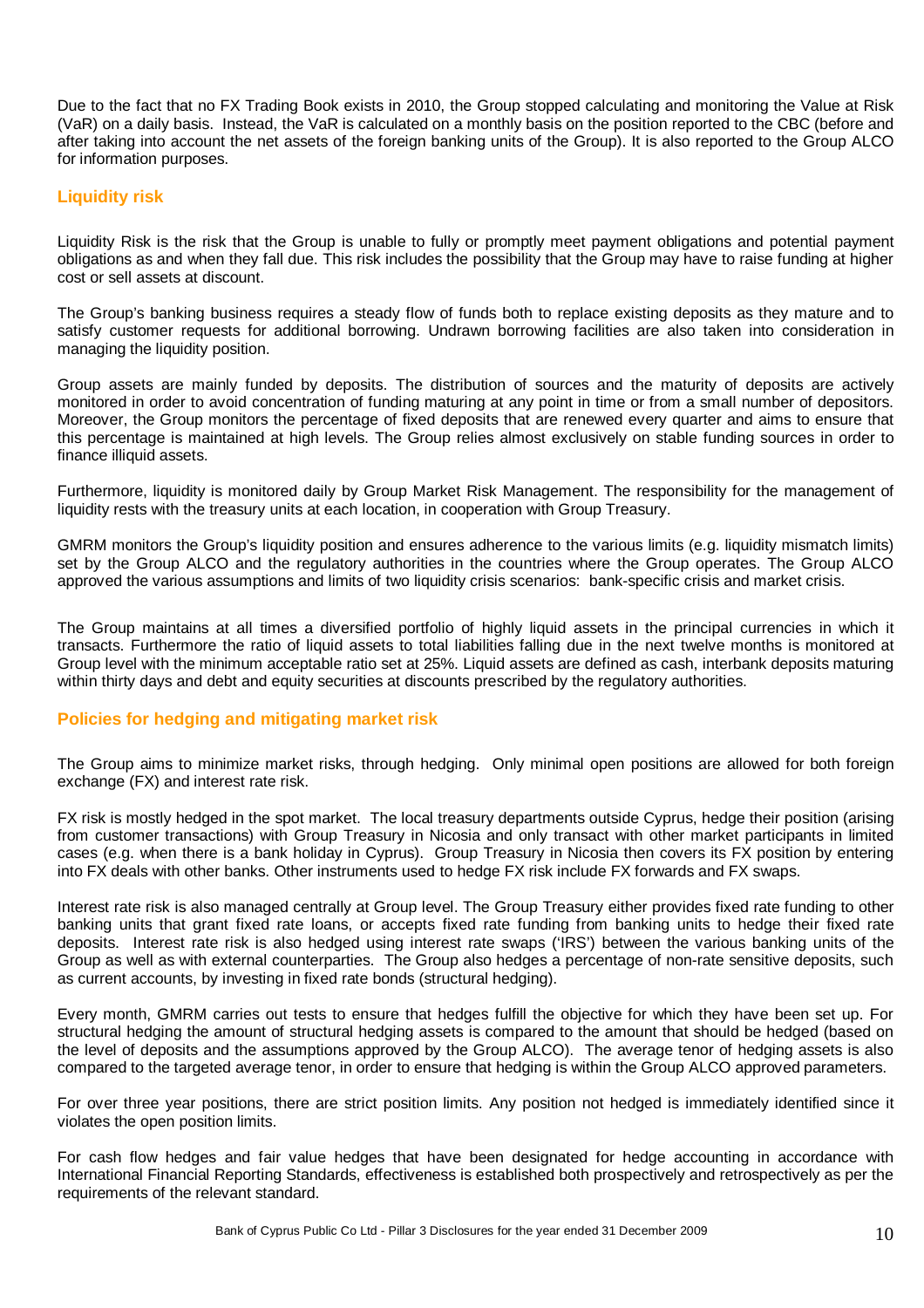Due to the fact that no FX Trading Book exists in 2010, the Group stopped calculating and monitoring the Value at Risk (VaR) on a daily basis. Instead, the VaR is calculated on a monthly basis on the position reported to the CBC (before and after taking into account the net assets of the foreign banking units of the Group). It is also reported to the Group ALCO for information purposes.

## Liquidity risk

Liquidity Risk is the risk that the Group is unable to fully or promptly meet payment obligations and potential payment obligations as and when they fall due. This risk includes the possibility that the Group may have to raise funding at higher cost or sell assets at discount.

The Group's banking business requires a steady flow of funds both to replace existing deposits as they mature and to satisfy customer requests for additional borrowing. Undrawn borrowing facilities are also taken into consideration in managing the liquidity position.

Group assets are mainly funded by deposits. The distribution of sources and the maturity of deposits are actively monitored in order to avoid concentration of funding maturing at any point in time or from a small number of depositors. Moreover, the Group monitors the percentage of fixed deposits that are renewed every quarter and aims to ensure that this percentage is maintained at high levels. The Group relies almost exclusively on stable funding sources in order to finance illiquid assets.

Furthermore, liquidity is monitored daily by Group Market Risk Management. The responsibility for the management of liquidity rests with the treasury units at each location, in cooperation with Group Treasury.

GMRM monitors the Group's liquidity position and ensures adherence to the various limits (e.g. liquidity mismatch limits) set by the Group ALCO and the regulatory authorities in the countries where the Group operates. The Group ALCO approved the various assumptions and limits of two liquidity crisis scenarios: bank-specific crisis and market crisis.

The Group maintains at all times a diversified portfolio of highly liquid assets in the principal currencies in which it transacts. Furthermore the ratio of liquid assets to total liabilities falling due in the next twelve months is monitored at Group level with the minimum acceptable ratio set at 25%. Liquid assets are defined as cash, interbank deposits maturing within thirty days and debt and equity securities at discounts prescribed by the regulatory authorities.

## Policies for hedging and mitigating market risk

The Group aims to minimize market risks, through hedging. Only minimal open positions are allowed for both foreign exchange (FX) and interest rate risk.

FX risk is mostly hedged in the spot market. The local treasury departments outside Cyprus, hedge their position (arising from customer transactions) with Group Treasury in Nicosia and only transact with other market participants in limited cases (e.g. when there is a bank holiday in Cyprus). Group Treasury in Nicosia then covers its FX position by entering into FX deals with other banks. Other instruments used to hedge FX risk include FX forwards and FX swaps.

Interest rate risk is also managed centrally at Group level. The Group Treasury either provides fixed rate funding to other banking units that grant fixed rate loans, or accepts fixed rate funding from banking units to hedge their fixed rate deposits. Interest rate risk is also hedged using interest rate swaps ('IRS') between the various banking units of the Group as well as with external counterparties. The Group also hedges a percentage of non-rate sensitive deposits, such as current accounts, by investing in fixed rate bonds (structural hedging).

Every month, GMRM carries out tests to ensure that hedges fulfill the objective for which they have been set up. For structural hedging the amount of structural hedging assets is compared to the amount that should be hedged (based on the level of deposits and the assumptions approved by the Group ALCO). The average tenor of hedging assets is also compared to the targeted average tenor, in order to ensure that hedging is within the Group ALCO approved parameters.

For over three year positions, there are strict position limits. Any position not hedged is immediately identified since it violates the open position limits.

For cash flow hedges and fair value hedges that have been designated for hedge accounting in accordance with International Financial Reporting Standards, effectiveness is established both prospectively and retrospectively as per the requirements of the relevant standard.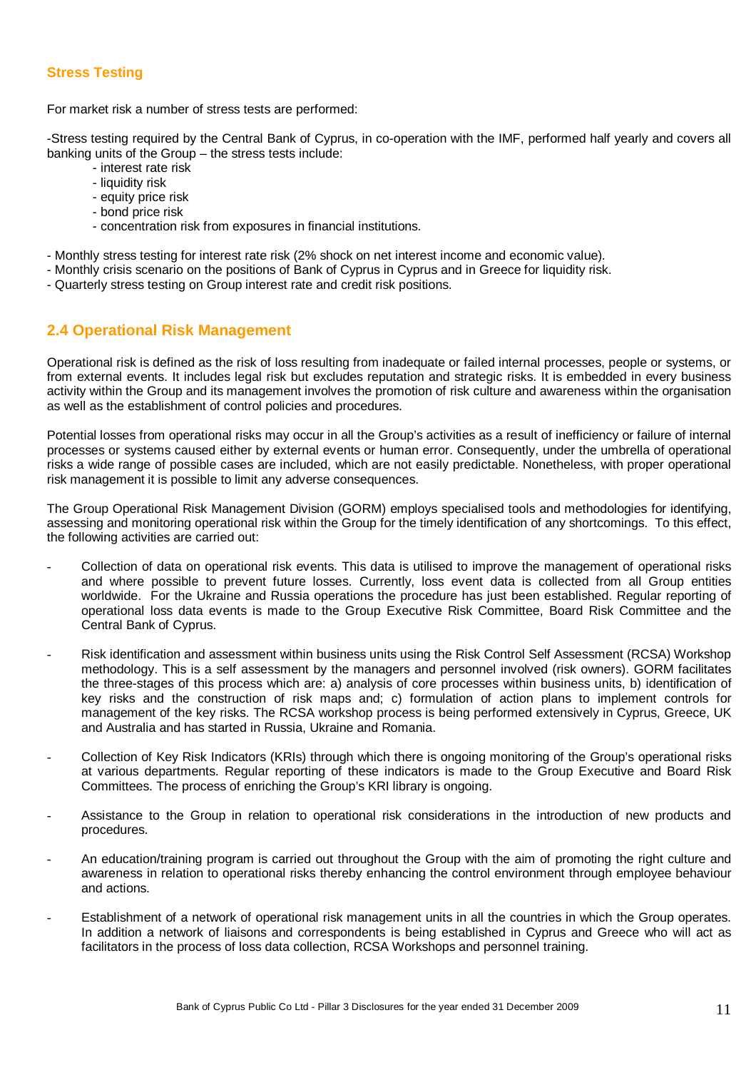### Stress Testing

For market risk a number of stress tests are performed:

-Stress testing required by the Central Bank of Cyprus, in co-operation with the IMF, performed half yearly and covers all banking units of the Group – the stress tests include:

- interest rate risk
- liquidity risk
- equity price risk
- bond price risk
- concentration risk from exposures in financial institutions.

- Monthly stress testing for interest rate risk (2% shock on net interest income and economic value).
- Monthly crisis scenario on the positions of Bank of Cyprus in Cyprus and in Greece for liquidity risk.
- Quarterly stress testing on Group interest rate and credit risk positions.

## 2.4 Operational Risk Management

Operational risk is defined as the risk of loss resulting from inadequate or failed internal processes, people or systems, or from external events. It includes legal risk but excludes reputation and strategic risks. It is embedded in every business activity within the Group and its management involves the promotion of risk culture and awareness within the organisation as well as the establishment of control policies and procedures.

Potential losses from operational risks may occur in all the Group's activities as a result of inefficiency or failure of internal processes or systems caused either by external events or human error. Consequently, under the umbrella of operational risks a wide range of possible cases are included, which are not easily predictable. Nonetheless, with proper operational risk management it is possible to limit any adverse consequences.

The Group Operational Risk Management Division (GORM) employs specialised tools and methodologies for identifying, assessing and monitoring operational risk within the Group for the timely identification of any shortcomings. To this effect, the following activities are carried out:

- Collection of data on operational risk events. This data is utilised to improve the management of operational risks and where possible to prevent future losses. Currently, loss event data is collected from all Group entities worldwide. For the Ukraine and Russia operations the procedure has just been established. Regular reporting of operational loss data events is made to the Group Executive Risk Committee, Board Risk Committee and the Central Bank of Cyprus.
- Risk identification and assessment within business units using the Risk Control Self Assessment (RCSA) Workshop methodology. This is a self assessment by the managers and personnel involved (risk owners). GORM facilitates the three-stages of this process which are: a) analysis of core processes within business units, b) identification of key risks and the construction of risk maps and; c) formulation of action plans to implement controls for management of the key risks. The RCSA workshop process is being performed extensively in Cyprus, Greece, UK and Australia and has started in Russia, Ukraine and Romania.
- Collection of Key Risk Indicators (KRIs) through which there is ongoing monitoring of the Group's operational risks at various departments. Regular reporting of these indicators is made to the Group Executive and Board Risk Committees. The process of enriching the Group's KRI library is ongoing.
- Assistance to the Group in relation to operational risk considerations in the introduction of new products and procedures.
- An education/training program is carried out throughout the Group with the aim of promoting the right culture and awareness in relation to operational risks thereby enhancing the control environment through employee behaviour and actions.
- Establishment of a network of operational risk management units in all the countries in which the Group operates. In addition a network of liaisons and correspondents is being established in Cyprus and Greece who will act as facilitators in the process of loss data collection, RCSA Workshops and personnel training.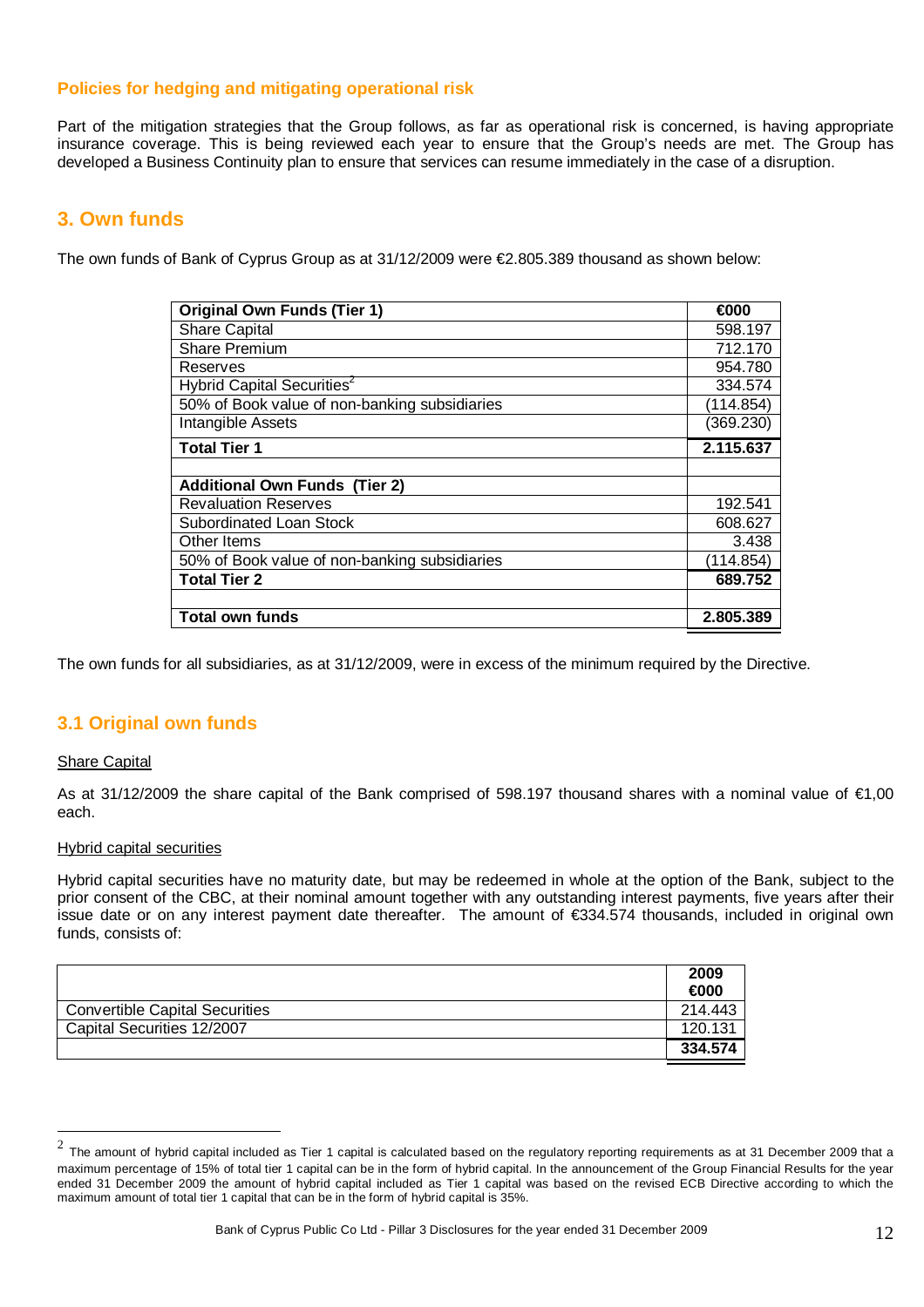### Policies for hedging and mitigating operational risk

Part of the mitigation strategies that the Group follows, as far as operational risk is concerned, is having appropriate insurance coverage. This is being reviewed each year to ensure that the Group's needs are met. The Group has developed a Business Continuity plan to ensure that services can resume immediately in the case of a disruption.

## 3. Own funds

The own funds of Bank of Cyprus Group as at 31/12/2009 were €2.805.389 thousand as shown below:

| **Original Own Funds (Tier 1)** | **€000** |
|---|---|
| Share Capital | 598.197 |
| Share Premium | 712.170 |
| Reserves | 954.780 |
| Hybrid Capital Securities[2] | 334.574 |
| 50% of Book value of non-banking subsidiaries | (114.854) |
| Intangible Assets | (369.230) |
| **Total Tier 1** | **2.115.637** |
| | |
| **Additional Own Funds (Tier 2)** | |
| Revaluation Reserves | 192.541 |
| Subordinated Loan Stock | 608.627 |
| Other Items | 3.438 |
| 50% of Book value of non-banking subsidiaries | (114.854) |
| **Total Tier 2** | **689.752** |
| | |
| **Total own funds** | **2.805.389** |

The own funds for all subsidiaries, as at 31/12/2009, were in excess of the minimum required by the Directive.

### 3.1 Original own funds

Share Capital

As at 31/12/2009 the share capital of the Bank comprised of 598.197 thousand shares with a nominal value of €1,00 each.

Hybrid capital securities

Hybrid capital securities have no maturity date, but may be redeemed in whole at the option of the Bank, subject to the prior consent of the CBC, at their nominal amount together with any outstanding interest payments, five years after their issue date or on any interest payment date thereafter. The amount of €334.574 thousands, included in original own funds, consists of:

| | **2009 €000** |
|---|---|
| Convertible Capital Securities | 214.443 |
| Capital Securities 12/2007 | 120.131 |
| | **334.574** |

[2] The amount of hybrid capital included as Tier 1 capital is calculated based on the regulatory reporting requirements as at 31 December 2009 that a maximum percentage of 15% of total tier 1 capital can be in the form of hybrid capital. In the announcement of the Group Financial Results for the year ended 31 December 2009 the amount of hybrid capital included as Tier 1 capital was based on the revised ECB Directive according to which the maximum amount of total tier 1 capital that can be in the form of hybrid capital is 35%.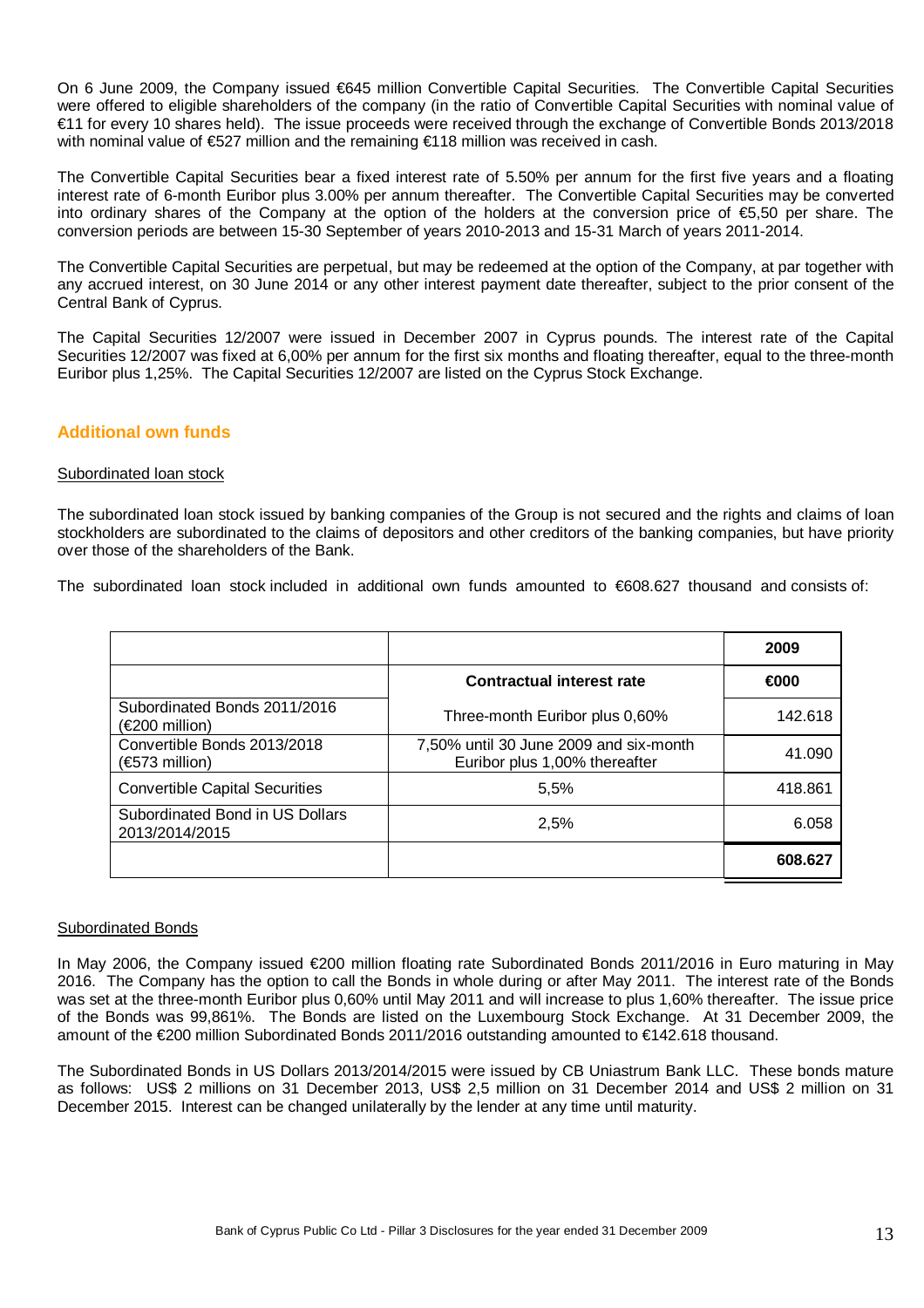On 6 June 2009, the Company issued €645 million Convertible Capital Securities. The Convertible Capital Securities were offered to eligible shareholders of the company (in the ratio of Convertible Capital Securities with nominal value of €11 for every 10 shares held). The issue proceeds were received through the exchange of Convertible Bonds 2013/2018 with nominal value of €527 million and the remaining €118 million was received in cash.

The Convertible Capital Securities bear a fixed interest rate of 5.50% per annum for the first five years and a floating interest rate of 6-month Euribor plus 3.00% per annum thereafter. The Convertible Capital Securities may be converted into ordinary shares of the Company at the option of the holders at the conversion price of €5,50 per share. The conversion periods are between 15-30 September of years 2010-2013 and 15-31 March of years 2011-2014.

The Convertible Capital Securities are perpetual, but may be redeemed at the option of the Company, at par together with any accrued interest, on 30 June 2014 or any other interest payment date thereafter, subject to the prior consent of the Central Bank of Cyprus.

The Capital Securities 12/2007 were issued in December 2007 in Cyprus pounds. The interest rate of the Capital Securities 12/2007 was fixed at 6,00% per annum for the first six months and floating thereafter, equal to the three-month Euribor plus 1,25%. The Capital Securities 12/2007 are listed on the Cyprus Stock Exchange.

## Additional own funds

Subordinated loan stock

The subordinated loan stock issued by banking companies of the Group is not secured and the rights and claims of loan stockholders are subordinated to the claims of depositors and other creditors of the banking companies, but have priority over those of the shareholders of the Bank.

The subordinated loan stock included in additional own funds amounted to €608.627 thousand and consists of:

| | | 2009 |
|---|---|---|
| | **Contractual interest rate** | **€000** |
| Subordinated Bonds 2011/2016 (€200 million) | Three-month Euribor plus 0,60% | 142.618 |
| Convertible Bonds 2013/2018 (€573 million) | 7,50% until 30 June 2009 and six-month Euribor plus 1,00% thereafter | 41.090 |
| Convertible Capital Securities | 5,5% | 418.861 |
| Subordinated Bond in US Dollars 2013/2014/2015 | 2,5% | 6.058 |
| | | **608.627** |

Subordinated Bonds

In May 2006, the Company issued €200 million floating rate Subordinated Bonds 2011/2016 in Euro maturing in May 2016. The Company has the option to call the Bonds in whole during or after May 2011. The interest rate of the Bonds was set at the three-month Euribor plus 0,60% until May 2011 and will increase to plus 1,60% thereafter. The issue price of the Bonds was 99,861%. The Bonds are listed on the Luxembourg Stock Exchange. At 31 December 2009, the amount of the €200 million Subordinated Bonds 2011/2016 outstanding amounted to €142.618 thousand.

The Subordinated Bonds in US Dollars 2013/2014/2015 were issued by CB Uniastrum Bank LLC. These bonds mature as follows: US$ 2 millions on 31 December 2013, US$ 2,5 million on 31 December 2014 and US$ 2 million on 31 December 2015. Interest can be changed unilaterally by the lender at any time until maturity.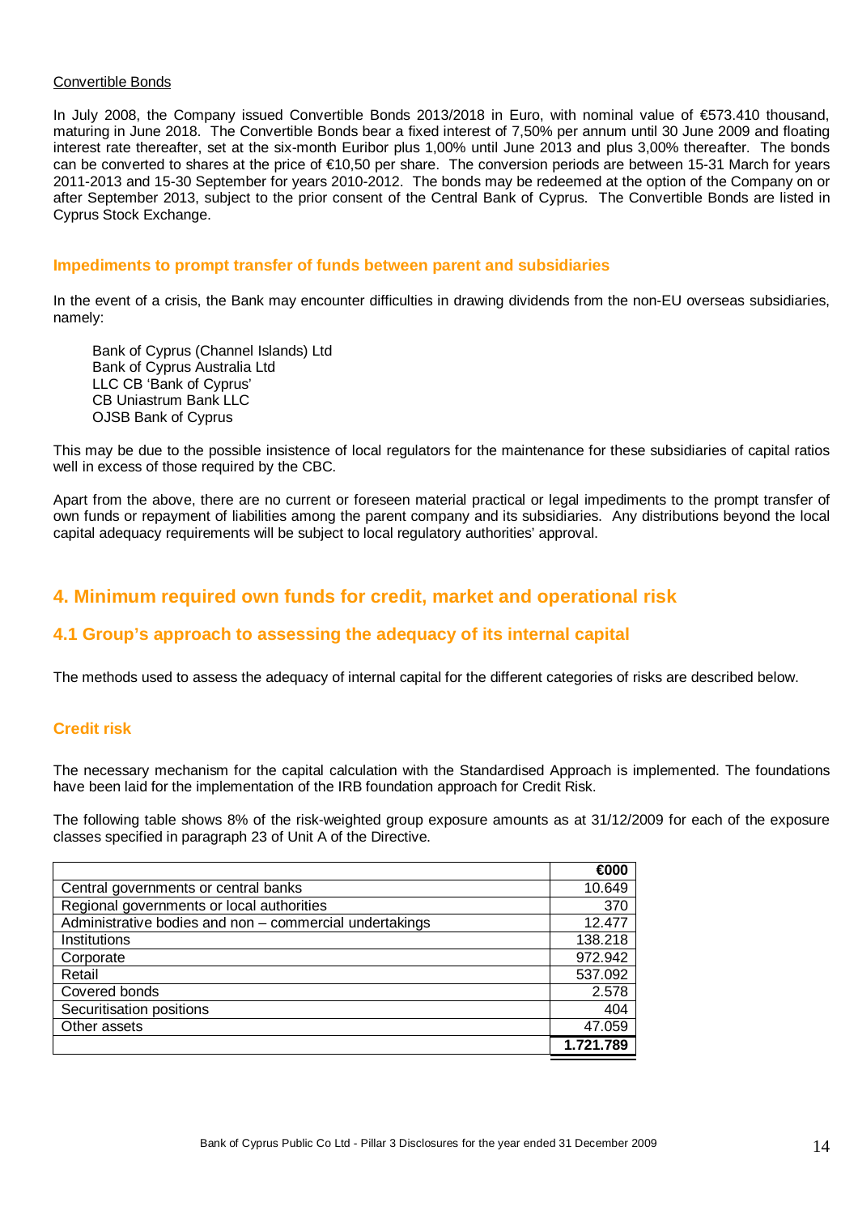Convertible Bonds

In July 2008, the Company issued Convertible Bonds 2013/2018 in Euro, with nominal value of €573.410 thousand, maturing in June 2018. The Convertible Bonds bear a fixed interest of 7,50% per annum until 30 June 2009 and floating interest rate thereafter, set at the six-month Euribor plus 1,00% until June 2013 and plus 3,00% thereafter. The bonds can be converted to shares at the price of €10,50 per share. The conversion periods are between 15-31 March for years 2011-2013 and 15-30 September for years 2010-2012. The bonds may be redeemed at the option of the Company on or after September 2013, subject to the prior consent of the Central Bank of Cyprus. The Convertible Bonds are listed in Cyprus Stock Exchange.

### Impediments to prompt transfer of funds between parent and subsidiaries

In the event of a crisis, the Bank may encounter difficulties in drawing dividends from the non-EU overseas subsidiaries, namely:

- Bank of Cyprus (Channel Islands) Ltd
- Bank of Cyprus Australia Ltd
- LLC CB 'Bank of Cyprus'
- CB Uniastrum Bank LLC
- OJSB Bank of Cyprus

This may be due to the possible insistence of local regulators for the maintenance for these subsidiaries of capital ratios well in excess of those required by the CBC.

Apart from the above, there are no current or foreseen material practical or legal impediments to the prompt transfer of own funds or repayment of liabilities among the parent company and its subsidiaries. Any distributions beyond the local capital adequacy requirements will be subject to local regulatory authorities' approval.

# 4. Minimum required own funds for credit, market and operational risk

## 4.1 Group's approach to assessing the adequacy of its internal capital

The methods used to assess the adequacy of internal capital for the different categories of risks are described below.

### Credit risk

The necessary mechanism for the capital calculation with the Standardised Approach is implemented. The foundations have been laid for the implementation of the IRB foundation approach for Credit Risk.

The following table shows 8% of the risk-weighted group exposure amounts as at 31/12/2009 for each of the exposure classes specified in paragraph 23 of Unit A of the Directive.

| | €000 |
|---|---|
| Central governments or central banks | 10.649 |
| Regional governments or local authorities | 370 |
| Administrative bodies and non – commercial undertakings | 12.477 |
| Institutions | 138.218 |
| Corporate | 972.942 |
| Retail | 537.092 |
| Covered bonds | 2.578 |
| Securitisation positions | 404 |
| Other assets | 47.059 |
| | **1.721.789** |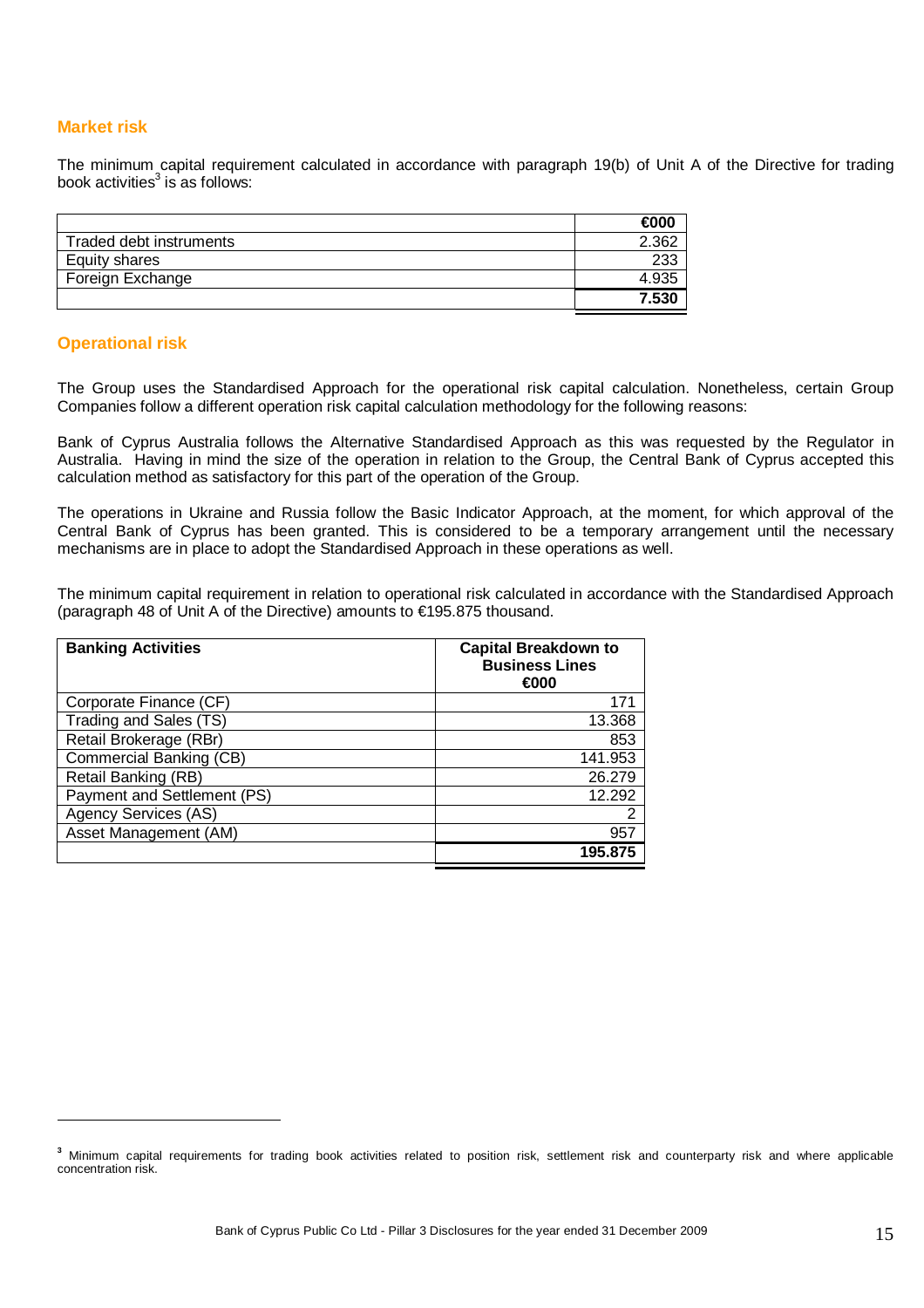## Market risk

The minimum capital requirement calculated in accordance with paragraph 19(b) of Unit A of the Directive for trading book activities[3] is as follows:

| | €000 |
|---|---|
| Traded debt instruments | 2.362 |
| Equity shares | 233 |
| Foreign Exchange | 4.935 |
| | **7.530** |

## Operational risk

The Group uses the Standardised Approach for the operational risk capital calculation. Nonetheless, certain Group Companies follow a different operation risk capital calculation methodology for the following reasons:

Bank of Cyprus Australia follows the Alternative Standardised Approach as this was requested by the Regulator in Australia. Having in mind the size of the operation in relation to the Group, the Central Bank of Cyprus accepted this calculation method as satisfactory for this part of the operation of the Group.

The operations in Ukraine and Russia follow the Basic Indicator Approach, at the moment, for which approval of the Central Bank of Cyprus has been granted. This is considered to be a temporary arrangement until the necessary mechanisms are in place to adopt the Standardised Approach in these operations as well.

The minimum capital requirement in relation to operational risk calculated in accordance with the Standardised Approach (paragraph 48 of Unit A of the Directive) amounts to €195.875 thousand.

| **Banking Activities** | **Capital Breakdown to Business Lines €000** |
|---|---|
| Corporate Finance (CF) | 171 |
| Trading and Sales (TS) | 13.368 |
| Retail Brokerage (RBr) | 853 |
| Commercial Banking (CB) | 141.953 |
| Retail Banking (RB) | 26.279 |
| Payment and Settlement (PS) | 12.292 |
| Agency Services (AS) | 2 |
| Asset Management (AM) | 957 |
| | **195.875** |

[3] Minimum capital requirements for trading book activities related to position risk, settlement risk and counterparty risk and where applicable concentration risk.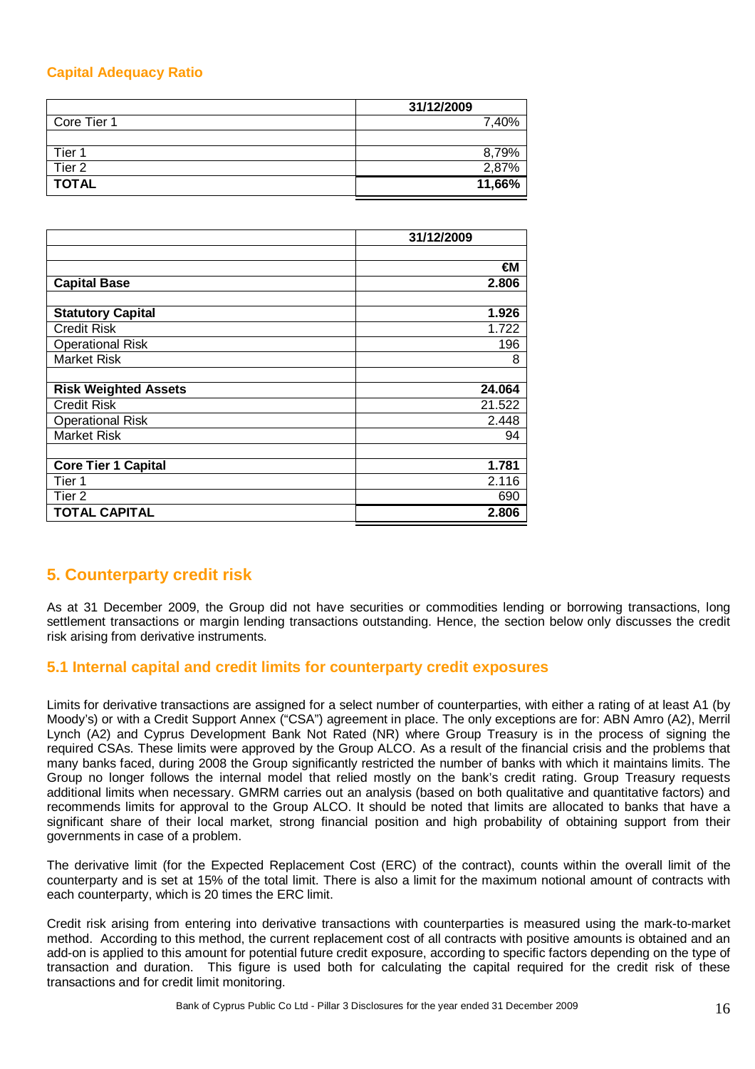### Capital Adequacy Ratio

| | 31/12/2009 |
|---|---|
| Core Tier 1 | 7,40% |
| | |
| Tier 1 | 8,79% |
| Tier 2 | 2,87% |
| **TOTAL** | **11,66%** |

| | 31/12/2009 |
|---|---|
| | |
| | **€M** |
| **Capital Base** | **2.806** |
| | |
| **Statutory Capital** | **1.926** |
| Credit Risk | 1.722 |
| Operational Risk | 196 |
| Market Risk | 8 |
| | |
| **Risk Weighted Assets** | **24.064** |
| Credit Risk | 21.522 |
| Operational Risk | 2.448 |
| Market Risk | 94 |
| | |
| **Core Tier 1 Capital** | **1.781** |
| Tier 1 | 2.116 |
| Tier 2 | 690 |
| **TOTAL CAPITAL** | **2.806** |

## 5. Counterparty credit risk

As at 31 December 2009, the Group did not have securities or commodities lending or borrowing transactions, long settlement transactions or margin lending transactions outstanding. Hence, the section below only discusses the credit risk arising from derivative instruments.

### 5.1 Internal capital and credit limits for counterparty credit exposures

Limits for derivative transactions are assigned for a select number of counterparties, with either a rating of at least A1 (by Moody's) or with a Credit Support Annex ("CSA") agreement in place. The only exceptions are for: ABN Amro (A2), Merril Lynch (A2) and Cyprus Development Bank Not Rated (NR) where Group Treasury is in the process of signing the required CSAs. These limits were approved by the Group ALCO. As a result of the financial crisis and the problems that many banks faced, during 2008 the Group significantly restricted the number of banks with which it maintains limits. The Group no longer follows the internal model that relied mostly on the bank's credit rating. Group Treasury requests additional limits when necessary. GMRM carries out an analysis (based on both qualitative and quantitative factors) and recommends limits for approval to the Group ALCO. It should be noted that limits are allocated to banks that have a significant share of their local market, strong financial position and high probability of obtaining support from their governments in case of a problem.

The derivative limit (for the Expected Replacement Cost (ERC) of the contract), counts within the overall limit of the counterparty and is set at 15% of the total limit. There is also a limit for the maximum notional amount of contracts with each counterparty, which is 20 times the ERC limit.

Credit risk arising from entering into derivative transactions with counterparties is measured using the mark-to-market method. According to this method, the current replacement cost of all contracts with positive amounts is obtained and an add-on is applied to this amount for potential future credit exposure, according to specific factors depending on the type of transaction and duration. This figure is used both for calculating the capital required for the credit risk of these transactions and for credit limit monitoring.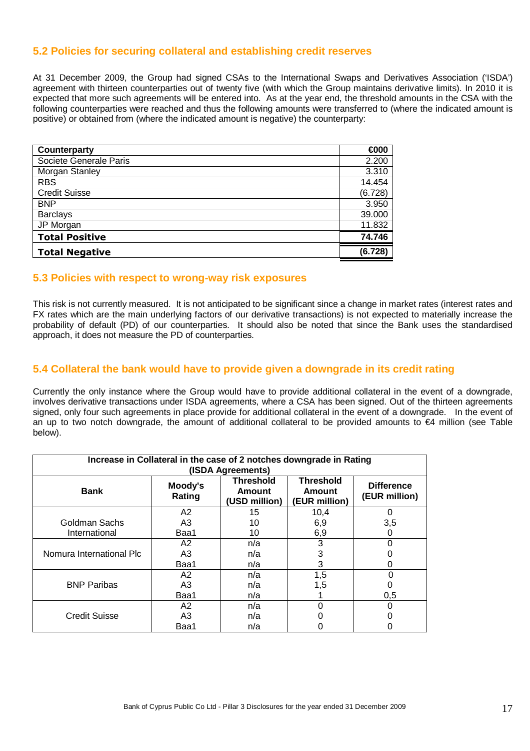## 5.2 Policies for securing collateral and establishing credit reserves

At 31 December 2009, the Group had signed CSAs to the International Swaps and Derivatives Association ('ISDA') agreement with thirteen counterparties out of twenty five (with which the Group maintains derivative limits). In 2010 it is expected that more such agreements will be entered into. As at the year end, the threshold amounts in the CSA with the following counterparties were reached and thus the following amounts were transferred to (where the indicated amount is positive) or obtained from (where the indicated amount is negative) the counterparty:

| Counterparty | €000 |
|---|---|
| Societe Generale Paris | 2.200 |
| Morgan Stanley | 3.310 |
| RBS | 14.454 |
| Credit Suisse | (6.728) |
| BNP | 3.950 |
| Barclays | 39.000 |
| JP Morgan | 11.832 |
| **Total Positive** | **74.746** |
| **Total Negative** | **(6.728)** |

## 5.3 Policies with respect to wrong-way risk exposures

This risk is not currently measured. It is not anticipated to be significant since a change in market rates (interest rates and FX rates which are the main underlying factors of our derivative transactions) is not expected to materially increase the probability of default (PD) of our counterparties. It should also be noted that since the Bank uses the standardised approach, it does not measure the PD of counterparties.

## 5.4 Collateral the bank would have to provide given a downgrade in its credit rating

Currently the only instance where the Group would have to provide additional collateral in the event of a downgrade, involves derivative transactions under ISDA agreements, where a CSA has been signed. Out of the thirteen agreements signed, only four such agreements in place provide for additional collateral in the event of a downgrade. In the event of an up to two notch downgrade, the amount of additional collateral to be provided amounts to €4 million (see Table below).

| Increase in Collateral in the case of 2 notches downgrade in Rating (ISDA Agreements) | | | | |
|---|---|---|---|---|
| **Bank** | **Moody's Rating** | **Threshold Amount (USD million)** | **Threshold Amount (EUR million)** | **Difference (EUR million)** |
| Goldman Sachs International | A2 | 15 | 10,4 | 0 |
| | A3 | 10 | 6,9 | 3,5 |
| | Baa1 | 10 | 6,9 | 0 |
| Nomura International Plc | A2 | n/a | 3 | 0 |
| | A3 | n/a | 3 | 0 |
| | Baa1 | n/a | 3 | 0 |
| BNP Paribas | A2 | n/a | 1,5 | 0 |
| | A3 | n/a | 1,5 | 0 |
| | Baa1 | n/a | 1 | 0,5 |
| Credit Suisse | A2 | n/a | 0 | 0 |
| | A3 | n/a | 0 | 0 |
| | Baa1 | n/a | 0 | 0 |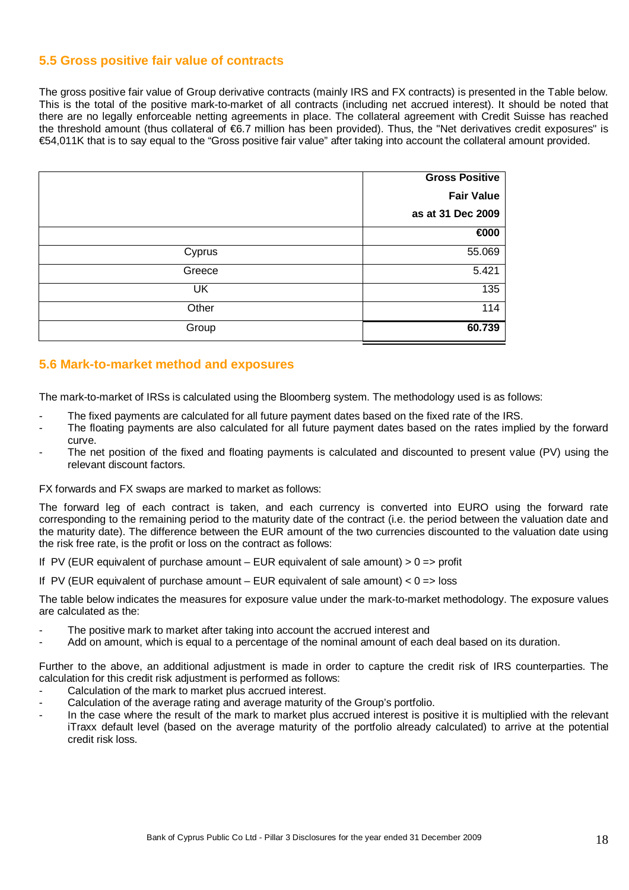## 5.5 Gross positive fair value of contracts

The gross positive fair value of Group derivative contracts (mainly IRS and FX contracts) is presented in the Table below. This is the total of the positive mark-to-market of all contracts (including net accrued interest). It should be noted that there are no legally enforceable netting agreements in place. The collateral agreement with Credit Suisse has reached the threshold amount (thus collateral of €6.7 million has been provided). Thus, the "Net derivatives credit exposures" is €54,011K that is to say equal to the "Gross positive fair value" after taking into account the collateral amount provided.

| | **Gross Positive Fair Value as at 31 Dec 2009** |
|---|---|
| | **€000** |
| Cyprus | 55.069 |
| Greece | 5.421 |
| UK | 135 |
| Other | 114 |
| Group | **60.739** |

## 5.6 Mark-to-market method and exposures

The mark-to-market of IRSs is calculated using the Bloomberg system. The methodology used is as follows:

- The fixed payments are calculated for all future payment dates based on the fixed rate of the IRS.
- The floating payments are also calculated for all future payment dates based on the rates implied by the forward curve.
- The net position of the fixed and floating payments is calculated and discounted to present value (PV) using the relevant discount factors.

FX forwards and FX swaps are marked to market as follows:

The forward leg of each contract is taken, and each currency is converted into EURO using the forward rate corresponding to the remaining period to the maturity date of the contract (i.e. the period between the valuation date and the maturity date). The difference between the EUR amount of the two currencies discounted to the valuation date using the risk free rate, is the profit or loss on the contract as follows:

If PV (EUR equivalent of purchase amount – EUR equivalent of sale amount) > 0 => profit

If PV (EUR equivalent of purchase amount – EUR equivalent of sale amount) < 0 => loss

The table below indicates the measures for exposure value under the mark-to-market methodology. The exposure values are calculated as the:

- The positive mark to market after taking into account the accrued interest and
- Add on amount, which is equal to a percentage of the nominal amount of each deal based on its duration.

Further to the above, an additional adjustment is made in order to capture the credit risk of IRS counterparties. The calculation for this credit risk adjustment is performed as follows:

- Calculation of the mark to market plus accrued interest.
- Calculation of the average rating and average maturity of the Group's portfolio.
- In the case where the result of the mark to market plus accrued interest is positive it is multiplied with the relevant iTraxx default level (based on the average maturity of the portfolio already calculated) to arrive at the potential credit risk loss.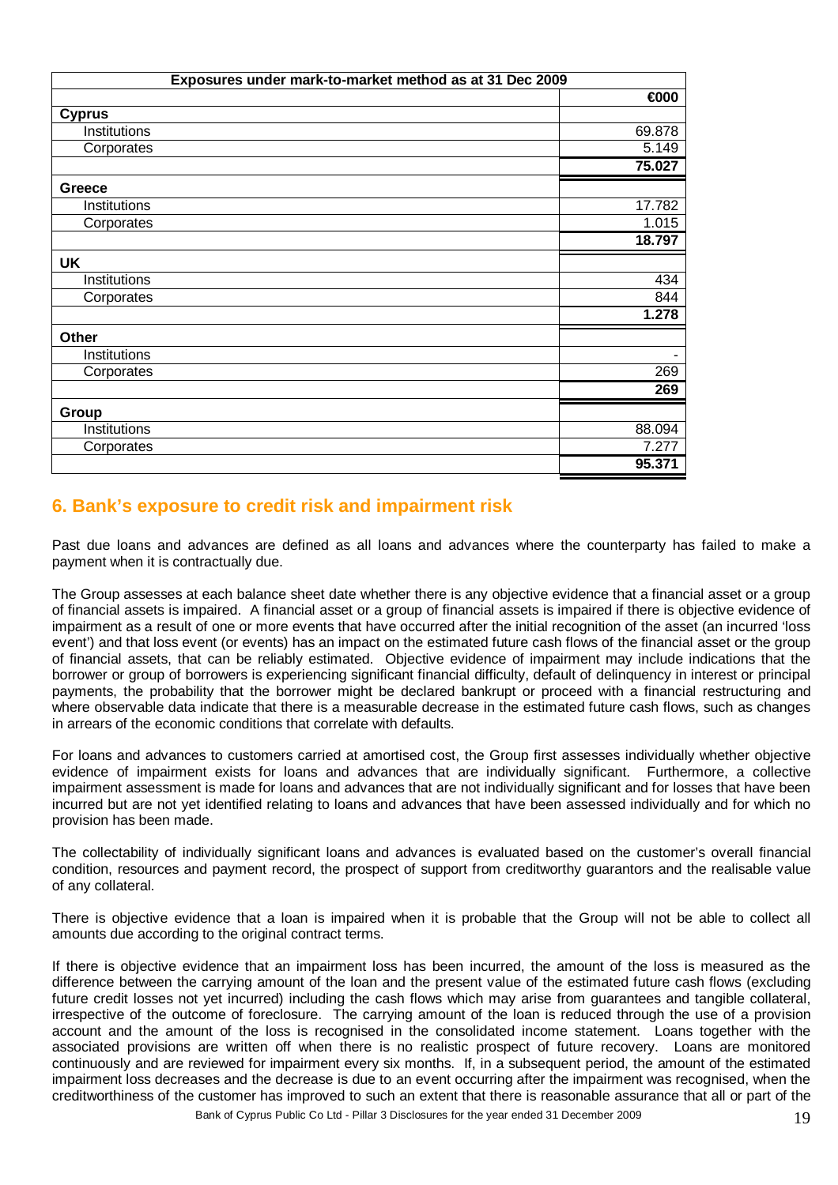| Exposures under mark-to-market method as at 31 Dec 2009 | |
|---|---|
| | €000 |
| **Cyprus** | |
| Institutions | 69.878 |
| Corporates | 5.149 |
| | **75.027** |
| **Greece** | |
| Institutions | 17.782 |
| Corporates | 1.015 |
| | **18.797** |
| **UK** | |
| Institutions | 434 |
| Corporates | 844 |
| | **1.278** |
| **Other** | |
| Institutions | - |
| Corporates | 269 |
| | **269** |
| **Group** | |
| Institutions | 88.094 |
| Corporates | 7.277 |
| | **95.371** |

## 6. Bank's exposure to credit risk and impairment risk

Past due loans and advances are defined as all loans and advances where the counterparty has failed to make a payment when it is contractually due.

The Group assesses at each balance sheet date whether there is any objective evidence that a financial asset or a group of financial assets is impaired. A financial asset or a group of financial assets is impaired if there is objective evidence of impairment as a result of one or more events that have occurred after the initial recognition of the asset (an incurred 'loss event') and that loss event (or events) has an impact on the estimated future cash flows of the financial asset or the group of financial assets, that can be reliably estimated. Objective evidence of impairment may include indications that the borrower or group of borrowers is experiencing significant financial difficulty, default of delinquency in interest or principal payments, the probability that the borrower might be declared bankrupt or proceed with a financial restructuring and where observable data indicate that there is a measurable decrease in the estimated future cash flows, such as changes in arrears of the economic conditions that correlate with defaults.

For loans and advances to customers carried at amortised cost, the Group first assesses individually whether objective evidence of impairment exists for loans and advances that are individually significant. Furthermore, a collective impairment assessment is made for loans and advances that are not individually significant and for losses that have been incurred but are not yet identified relating to loans and advances that have been assessed individually and for which no provision has been made.

The collectability of individually significant loans and advances is evaluated based on the customer's overall financial condition, resources and payment record, the prospect of support from creditworthy guarantors and the realisable value of any collateral.

There is objective evidence that a loan is impaired when it is probable that the Group will not be able to collect all amounts due according to the original contract terms.

If there is objective evidence that an impairment loss has been incurred, the amount of the loss is measured as the difference between the carrying amount of the loan and the present value of the estimated future cash flows (excluding future credit losses not yet incurred) including the cash flows which may arise from guarantees and tangible collateral, irrespective of the outcome of foreclosure. The carrying amount of the loan is reduced through the use of a provision account and the amount of the loss is recognised in the consolidated income statement. Loans together with the associated provisions are written off when there is no realistic prospect of future recovery. Loans are monitored continuously and are reviewed for impairment every six months. If, in a subsequent period, the amount of the estimated impairment loss decreases and the decrease is due to an event occurring after the impairment was recognised, when the creditworthiness of the customer has improved to such an extent that there is reasonable assurance that all or part of the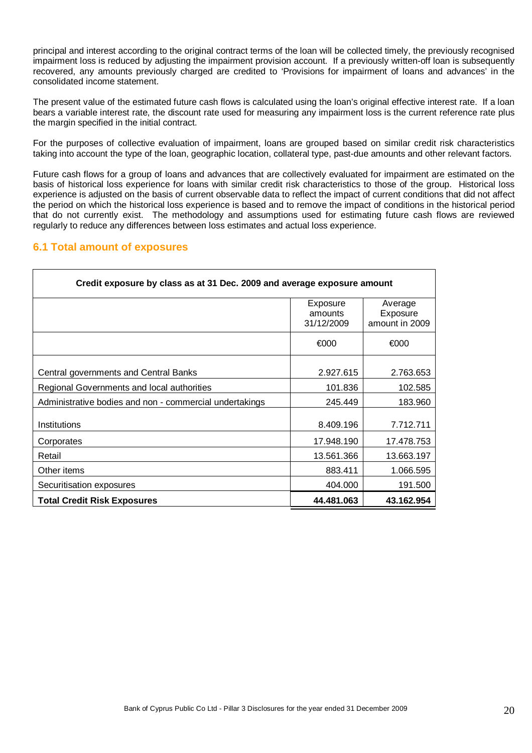principal and interest according to the original contract terms of the loan will be collected timely, the previously recognised impairment loss is reduced by adjusting the impairment provision account. If a previously written-off loan is subsequently recovered, any amounts previously charged are credited to 'Provisions for impairment of loans and advances' in the consolidated income statement.

The present value of the estimated future cash flows is calculated using the loan's original effective interest rate. If a loan bears a variable interest rate, the discount rate used for measuring any impairment loss is the current reference rate plus the margin specified in the initial contract.

For the purposes of collective evaluation of impairment, loans are grouped based on similar credit risk characteristics taking into account the type of the loan, geographic location, collateral type, past-due amounts and other relevant factors.

Future cash flows for a group of loans and advances that are collectively evaluated for impairment are estimated on the basis of historical loss experience for loans with similar credit risk characteristics to those of the group. Historical loss experience is adjusted on the basis of current observable data to reflect the impact of current conditions that did not affect the period on which the historical loss experience is based and to remove the impact of conditions in the historical period that do not currently exist. The methodology and assumptions used for estimating future cash flows are reviewed regularly to reduce any differences between loss estimates and actual loss experience.

## 6.1 Total amount of exposures

**Credit exposure by class as at 31 Dec. 2009 and average exposure amount**

| | Exposure amounts 31/12/2009 | Average Exposure amount in 2009 |
|---|---|---|
| | €000 | €000 |
| Central governments and Central Banks | 2.927.615 | 2.763.653 |
| Regional Governments and local authorities | 101.836 | 102.585 |
| Administrative bodies and non - commercial undertakings | 245.449 | 183.960 |
| Institutions | 8.409.196 | 7.712.711 |
| Corporates | 17.948.190 | 17.478.753 |
| Retail | 13.561.366 | 13.663.197 |
| Other items | 883.411 | 1.066.595 |
| Securitisation exposures | 404.000 | 191.500 |
| **Total Credit Risk Exposures** | **44.481.063** | **43.162.954** |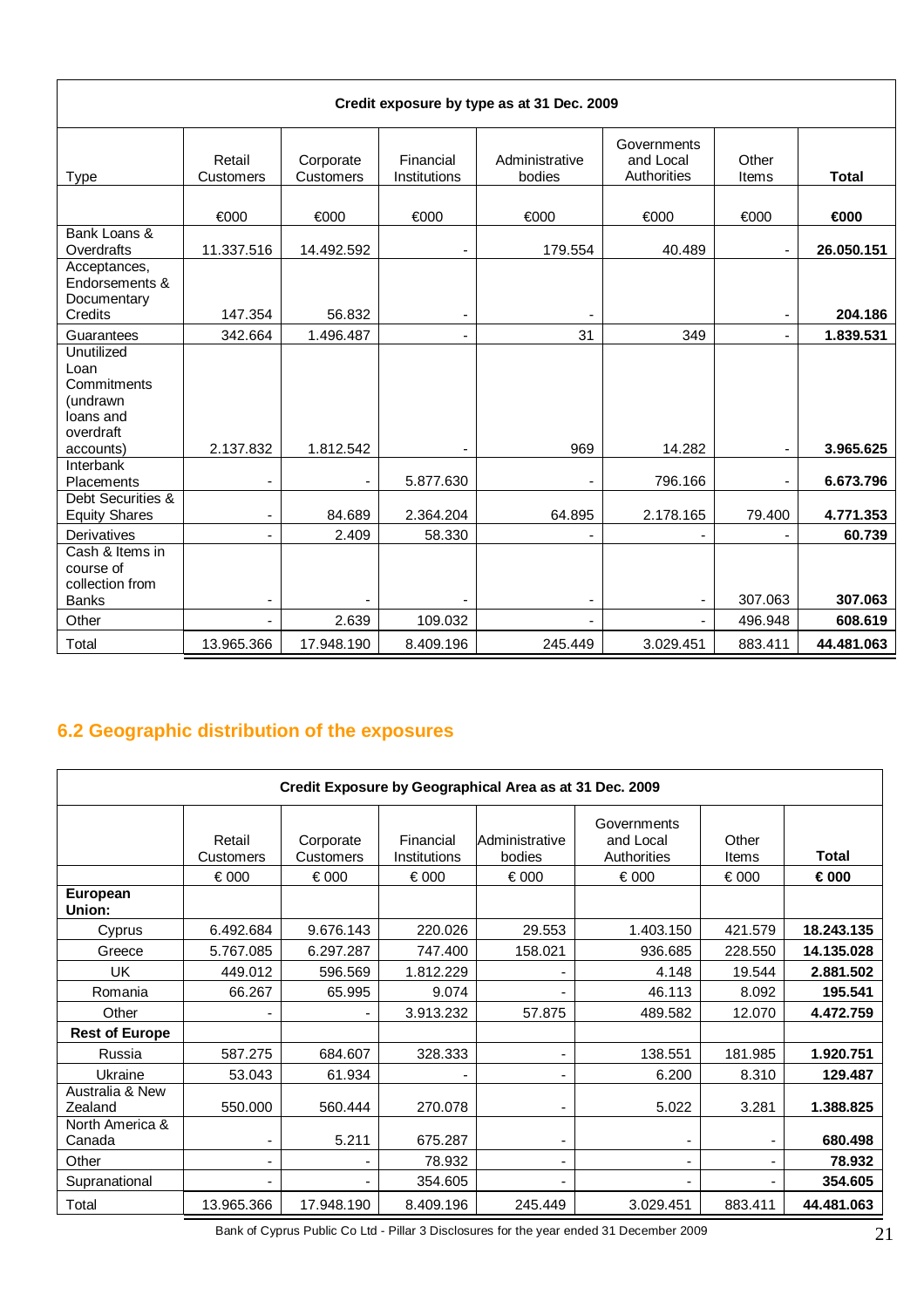| Credit exposure by type as at 31 Dec. 2009 | | | | | | | |
|---|---|---|---|---|---|---|---|
| Type | Retail Customers | Corporate Customers | Financial Institutions | Administrative bodies | Governments and Local Authorities | Other Items | **Total** |
| | €000 | €000 | €000 | €000 | €000 | €000 | **€000** |
| Bank Loans & Overdrafts | 11.337.516 | 14.492.592 | - | 179.554 | 40.489 | - | **26.050.151** |
| Acceptances, Endorsements & Documentary Credits | 147.354 | 56.832 | - | - | | - | **204.186** |
| Guarantees | 342.664 | 1.496.487 | - | 31 | 349 | - | **1.839.531** |
| Unutilized Loan Commitments (undrawn loans and overdraft accounts) | 2.137.832 | 1.812.542 | - | 969 | 14.282 | - | **3.965.625** |
| Interbank Placements | - | - | 5.877.630 | - | 796.166 | - | **6.673.796** |
| Debt Securities & Equity Shares | - | 84.689 | 2.364.204 | 64.895 | 2.178.165 | 79.400 | **4.771.353** |
| Derivatives | - | 2.409 | 58.330 | - | - | - | **60.739** |
| Cash & Items in course of collection from Banks | - | - | - | - | - | 307.063 | **307.063** |
| Other | - | 2.639 | 109.032 | - | - | 496.948 | **608.619** |
| Total | 13.965.366 | 17.948.190 | 8.409.196 | 245.449 | 3.029.451 | 883.411 | **44.481.063** |

## 6.2 Geographic distribution of the exposures

| Credit Exposure by Geographical Area as at 31 Dec. 2009 | | | | | | | |
|---|---|---|---|---|---|---|---|
| | Retail Customers | Corporate Customers | Financial Institutions | Administrative bodies | Governments and Local Authorities | Other Items | **Total** |
| | € 000 | € 000 | € 000 | € 000 | € 000 | € 000 | **€ 000** |
| **European Union:** | | | | | | | |
| Cyprus | 6.492.684 | 9.676.143 | 220.026 | 29.553 | 1.403.150 | 421.579 | **18.243.135** |
| Greece | 5.767.085 | 6.297.287 | 747.400 | 158.021 | 936.685 | 228.550 | **14.135.028** |
| UK | 449.012 | 596.569 | 1.812.229 | - | 4.148 | 19.544 | **2.881.502** |
| Romania | 66.267 | 65.995 | 9.074 | - | 46.113 | 8.092 | **195.541** |
| Other | - | - | 3.913.232 | 57.875 | 489.582 | 12.070 | **4.472.759** |
| **Rest of Europe** | | | | | | | |
| Russia | 587.275 | 684.607 | 328.333 | - | 138.551 | 181.985 | **1.920.751** |
| Ukraine | 53.043 | 61.934 | - | - | 6.200 | 8.310 | **129.487** |
| Australia & New Zealand | 550.000 | 560.444 | 270.078 | - | 5.022 | 3.281 | **1.388.825** |
| North America & Canada | - | 5.211 | 675.287 | - | - | - | **680.498** |
| Other | - | - | 78.932 | - | - | - | **78.932** |
| Supranational | - | - | 354.605 | - | - | - | **354.605** |
| Total | 13.965.366 | 17.948.190 | 8.409.196 | 245.449 | 3.029.451 | 883.411 | **44.481.063** |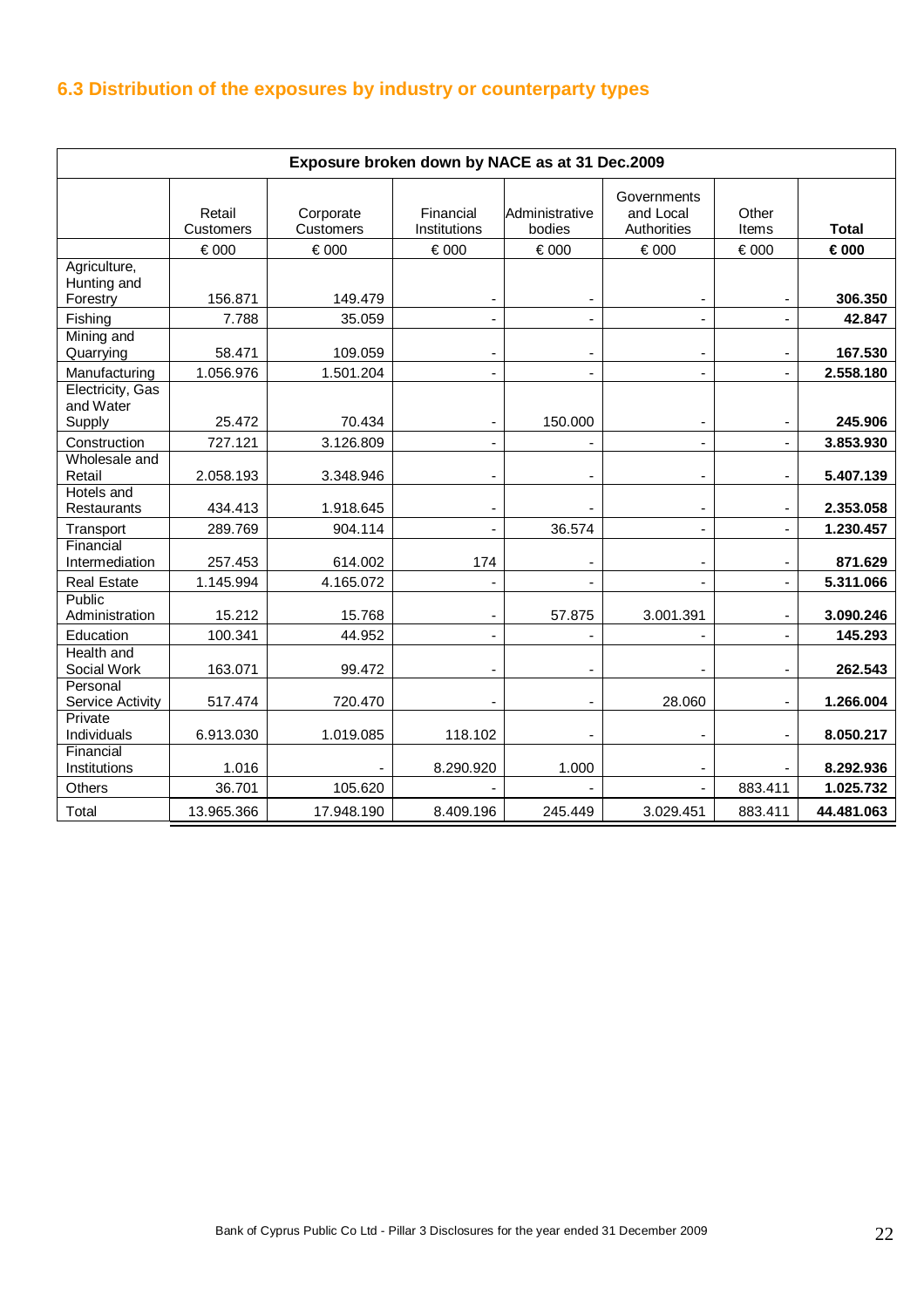### 6.3 Distribution of the exposures by industry or counterparty types

| Exposure broken down by NACE as at 31 Dec.2009 | | | | | | | |
|---|---|---|---|---|---|---|---|
| | Retail Customers | Corporate Customers | Financial Institutions | Administrative bodies | Governments and Local Authorities | Other Items | **Total** |
| | € 000 | € 000 | € 000 | € 000 | € 000 | € 000 | **€ 000** |
| Agriculture, Hunting and Forestry | 156.871 | 149.479 | - | - | - | - | **306.350** |
| Fishing | 7.788 | 35.059 | - | - | - | - | **42.847** |
| Mining and Quarrying | 58.471 | 109.059 | - | - | - | - | **167.530** |
| Manufacturing | 1.056.976 | 1.501.204 | - | - | - | - | **2.558.180** |
| Electricity, Gas and Water Supply | 25.472 | 70.434 | - | 150.000 | - | - | **245.906** |
| Construction | 727.121 | 3.126.809 | - | - | - | - | **3.853.930** |
| Wholesale and Retail | 2.058.193 | 3.348.946 | - | - | - | - | **5.407.139** |
| Hotels and Restaurants | 434.413 | 1.918.645 | - | - | - | - | **2.353.058** |
| Transport | 289.769 | 904.114 | - | 36.574 | - | - | **1.230.457** |
| Financial Intermediation | 257.453 | 614.002 | 174 | - | - | - | **871.629** |
| Real Estate | 1.145.994 | 4.165.072 | - | - | - | - | **5.311.066** |
| Public Administration | 15.212 | 15.768 | - | 57.875 | 3.001.391 | - | **3.090.246** |
| Education | 100.341 | 44.952 | - | - | - | - | **145.293** |
| Health and Social Work | 163.071 | 99.472 | - | - | - | - | **262.543** |
| Personal Service Activity | 517.474 | 720.470 | - | - | 28.060 | - | **1.266.004** |
| Private Individuals | 6.913.030 | 1.019.085 | 118.102 | - | - | - | **8.050.217** |
| Financial Institutions | 1.016 | - | 8.290.920 | 1.000 | - | - | **8.292.936** |
| Others | 36.701 | 105.620 | - | - | - | 883.411 | **1.025.732** |
| Total | 13.965.366 | 17.948.190 | 8.409.196 | 245.449 | 3.029.451 | 883.411 | **44.481.063** |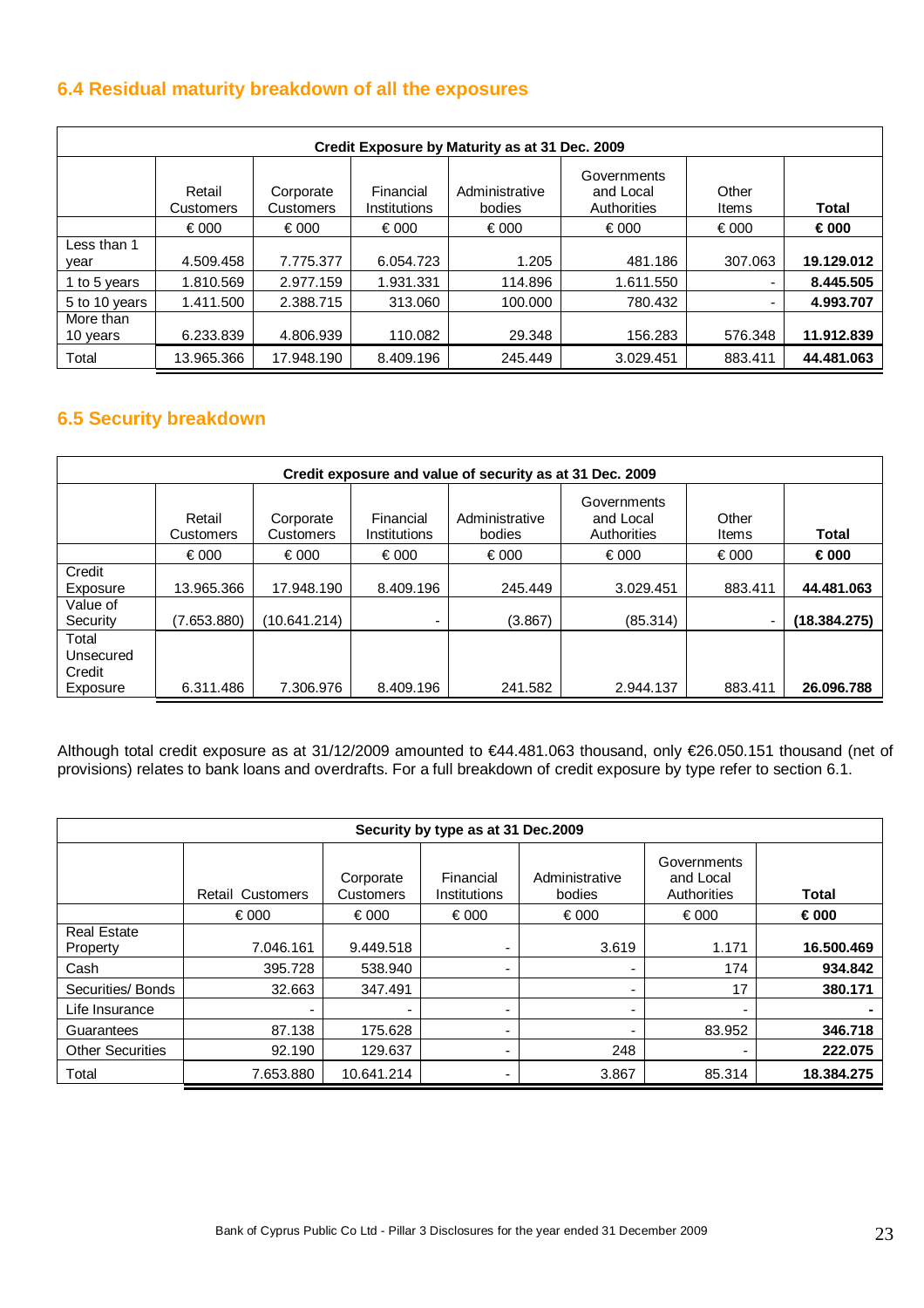## 6.4 Residual maturity breakdown of all the exposures

| Credit Exposure by Maturity as at 31 Dec. 2009 | | | | | | | |
|---|---|---|---|---|---|---|---|
| | Retail Customers | Corporate Customers | Financial Institutions | Administrative bodies | Governments and Local Authorities | Other Items | **Total** |
| | € 000 | € 000 | € 000 | € 000 | € 000 | € 000 | **€ 000** |
| Less than 1 year | 4.509.458 | 7.775.377 | 6.054.723 | 1.205 | 481.186 | 307.063 | **19.129.012** |
| 1 to 5 years | 1.810.569 | 2.977.159 | 1.931.331 | 114.896 | 1.611.550 | - | **8.445.505** |
| 5 to 10 years | 1.411.500 | 2.388.715 | 313.060 | 100.000 | 780.432 | - | **4.993.707** |
| More than 10 years | 6.233.839 | 4.806.939 | 110.082 | 29.348 | 156.283 | 576.348 | **11.912.839** |
| Total | 13.965.366 | 17.948.190 | 8.409.196 | 245.449 | 3.029.451 | 883.411 | **44.481.063** |

## 6.5 Security breakdown

| Credit exposure and value of security as at 31 Dec. 2009 | | | | | | | |
|---|---|---|---|---|---|---|---|
| | Retail Customers | Corporate Customers | Financial Institutions | Administrative bodies | Governments and Local Authorities | Other Items | **Total** |
| | € 000 | € 000 | € 000 | € 000 | € 000 | € 000 | **€ 000** |
| Credit Exposure | 13.965.366 | 17.948.190 | 8.409.196 | 245.449 | 3.029.451 | 883.411 | **44.481.063** |
| Value of Security | (7.653.880) | (10.641.214) | - | (3.867) | (85.314) | - | **(18.384.275)** |
| Total Unsecured Credit Exposure | 6.311.486 | 7.306.976 | 8.409.196 | 241.582 | 2.944.137 | 883.411 | **26.096.788** |

Although total credit exposure as at 31/12/2009 amounted to €44.481.063 thousand, only €26.050.151 thousand (net of provisions) relates to bank loans and overdrafts. For a full breakdown of credit exposure by type refer to section 6.1.

| Security by type as at 31 Dec.2009 | | | | | | |
|---|---|---|---|---|---|---|
| | Retail Customers | Corporate Customers | Financial Institutions | Administrative bodies | Governments and Local Authorities | **Total** |
| | € 000 | € 000 | € 000 | € 000 | € 000 | **€ 000** |
| Real Estate Property | 7.046.161 | 9.449.518 | - | 3.619 | 1.171 | **16.500.469** |
| Cash | 395.728 | 538.940 | - | - | 174 | **934.842** |
| Securities/ Bonds | 32.663 | 347.491 | | - | 17 | **380.171** |
| Life Insurance | - | - | - | - | - | **-** |
| Guarantees | 87.138 | 175.628 | - | - | 83.952 | **346.718** |
| Other Securities | 92.190 | 129.637 | - | 248 | - | **222.075** |
| Total | 7.653.880 | 10.641.214 | - | 3.867 | 85.314 | **18.384.275** |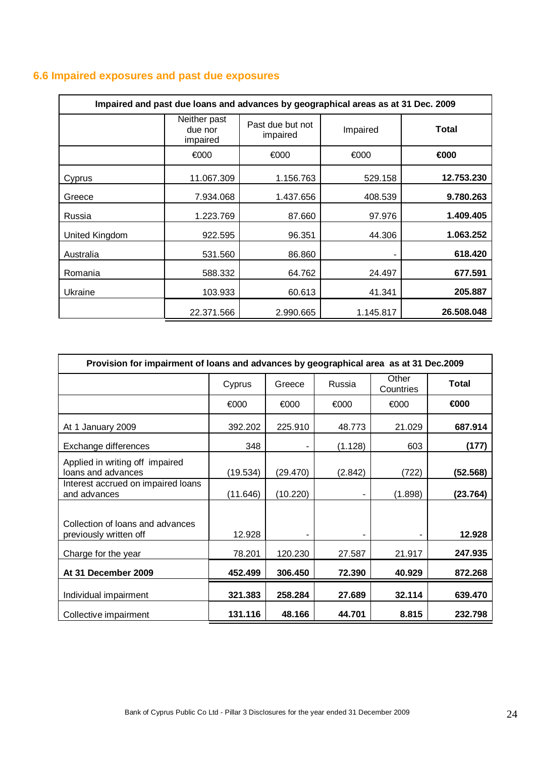## 6.6 Impaired exposures and past due exposures

| Impaired and past due loans and advances by geographical areas as at 31 Dec. 2009 | | | | |
|---|---|---|---|---|
| | Neither past due nor impaired | Past due but not impaired | Impaired | **Total** |
| | €000 | €000 | €000 | **€000** |
| Cyprus | 11.067.309 | 1.156.763 | 529.158 | **12.753.230** |
| Greece | 7.934.068 | 1.437.656 | 408.539 | **9.780.263** |
| Russia | 1.223.769 | 87.660 | 97.976 | **1.409.405** |
| United Kingdom | 922.595 | 96.351 | 44.306 | **1.063.252** |
| Australia | 531.560 | 86.860 | - | **618.420** |
| Romania | 588.332 | 64.762 | 24.497 | **677.591** |
| Ukraine | 103.933 | 60.613 | 41.341 | **205.887** |
| | 22.371.566 | 2.990.665 | 1.145.817 | **26.508.048** |

| Provision for impairment of loans and advances by geographical area as at 31 Dec.2009 | | | | | |
|---|---|---|---|---|---|
| | Cyprus | Greece | Russia | Other Countries | **Total** |
| | €000 | €000 | €000 | €000 | **€000** |
| At 1 January 2009 | 392.202 | 225.910 | 48.773 | 21.029 | **687.914** |
| Exchange differences | 348 | - | (1.128) | 603 | **(177)** |
| Applied in writing off impaired loans and advances | (19.534) | (29.470) | (2.842) | (722) | **(52.568)** |
| Interest accrued on impaired loans and advances | (11.646) | (10.220) | - | (1.898) | **(23.764)** |
| Collection of loans and advances previously written off | 12.928 | - | - | - | **12.928** |
| Charge for the year | 78.201 | 120.230 | 27.587 | 21.917 | **247.935** |
| **At 31 December 2009** | **452.499** | **306.450** | **72.390** | **40.929** | **872.268** |
| Individual impairment | **321.383** | **258.284** | **27.689** | **32.114** | **639.470** |
| Collective impairment | **131.116** | **48.166** | **44.701** | **8.815** | **232.798** |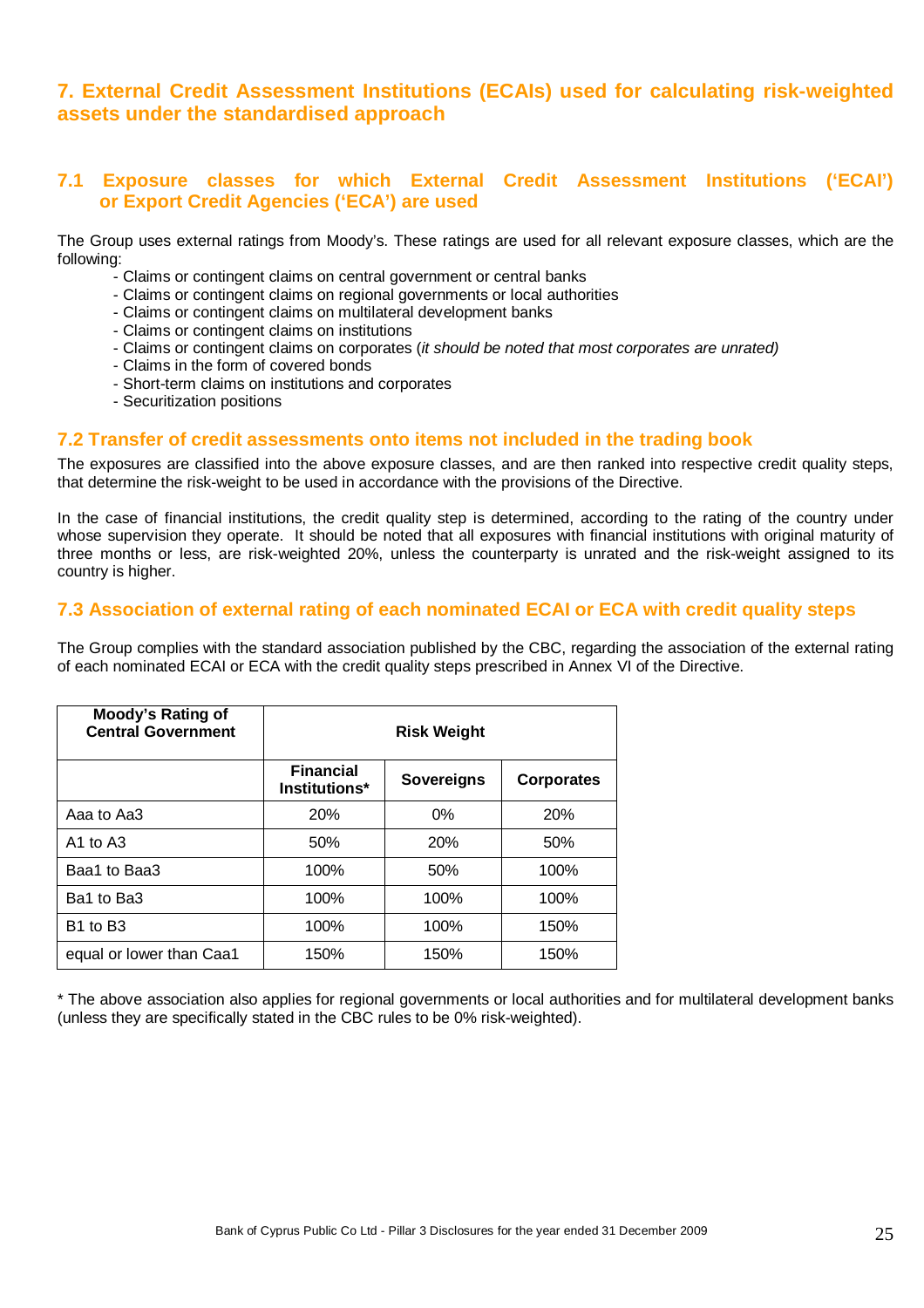## 7. External Credit Assessment Institutions (ECAIs) used for calculating risk-weighted assets under the standardised approach

### 7.1 Exposure classes for which External Credit Assessment Institutions ('ECAI') or Export Credit Agencies ('ECA') are used

The Group uses external ratings from Moody's. These ratings are used for all relevant exposure classes, which are the following:

- Claims or contingent claims on central government or central banks
- Claims or contingent claims on regional governments or local authorities
- Claims or contingent claims on multilateral development banks
- Claims or contingent claims on institutions
- Claims or contingent claims on corporates (*it should be noted that most corporates are unrated)*
- Claims in the form of covered bonds
- Short-term claims on institutions and corporates
- Securitization positions

### 7.2 Transfer of credit assessments onto items not included in the trading book

The exposures are classified into the above exposure classes, and are then ranked into respective credit quality steps, that determine the risk-weight to be used in accordance with the provisions of the Directive.

In the case of financial institutions, the credit quality step is determined, according to the rating of the country under whose supervision they operate. It should be noted that all exposures with financial institutions with original maturity of three months or less, are risk-weighted 20%, unless the counterparty is unrated and the risk-weight assigned to its country is higher.

### 7.3 Association of external rating of each nominated ECAI or ECA with credit quality steps

The Group complies with the standard association published by the CBC, regarding the association of the external rating of each nominated ECAI or ECA with the credit quality steps prescribed in Annex VI of the Directive.

| Moody's Rating of Central Government | Risk Weight | | |
|---|---|---|---|
| | Financial Institutions* | Sovereigns | Corporates |
| Aaa to Aa3 | 20% | 0% | 20% |
| A1 to A3 | 50% | 20% | 50% |
| Baa1 to Baa3 | 100% | 50% | 100% |
| Ba1 to Ba3 | 100% | 100% | 100% |
| B1 to B3 | 100% | 100% | 150% |
| equal or lower than Caa1 | 150% | 150% | 150% |

* The above association also applies for regional governments or local authorities and for multilateral development banks (unless they are specifically stated in the CBC rules to be 0% risk-weighted).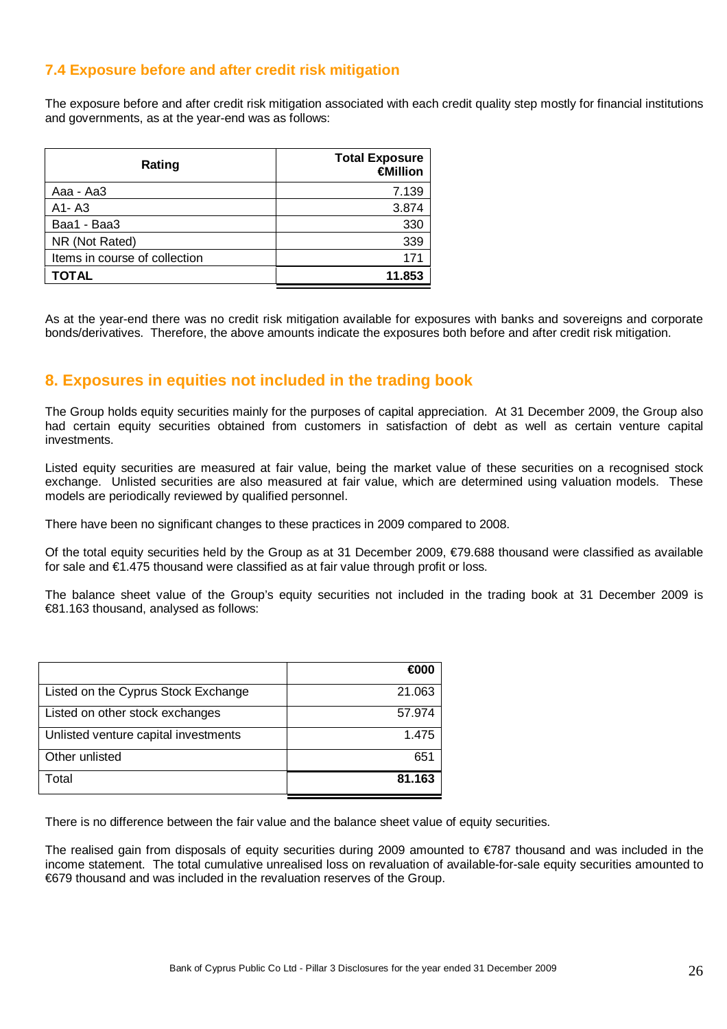## 7.4 Exposure before and after credit risk mitigation

The exposure before and after credit risk mitigation associated with each credit quality step mostly for financial institutions and governments, as at the year-end was as follows:

| Rating | Total Exposure €Million |
|---|---|
| Aaa - Aa3 | 7.139 |
| A1- A3 | 3.874 |
| Baa1 - Baa3 | 330 |
| NR (Not Rated) | 339 |
| Items in course of collection | 171 |
| **TOTAL** | **11.853** |

As at the year-end there was no credit risk mitigation available for exposures with banks and sovereigns and corporate bonds/derivatives. Therefore, the above amounts indicate the exposures both before and after credit risk mitigation.

# 8. Exposures in equities not included in the trading book

The Group holds equity securities mainly for the purposes of capital appreciation. At 31 December 2009, the Group also had certain equity securities obtained from customers in satisfaction of debt as well as certain venture capital investments.

Listed equity securities are measured at fair value, being the market value of these securities on a recognised stock exchange. Unlisted securities are also measured at fair value, which are determined using valuation models. These models are periodically reviewed by qualified personnel.

There have been no significant changes to these practices in 2009 compared to 2008.

Of the total equity securities held by the Group as at 31 December 2009, €79.688 thousand were classified as available for sale and €1.475 thousand were classified as at fair value through profit or loss.

The balance sheet value of the Group's equity securities not included in the trading book at 31 December 2009 is €81.163 thousand, analysed as follows:

| | €000 |
|---|---|
| Listed on the Cyprus Stock Exchange | 21.063 |
| Listed on other stock exchanges | 57.974 |
| Unlisted venture capital investments | 1.475 |
| Other unlisted | 651 |
| Total | **81.163** |

There is no difference between the fair value and the balance sheet value of equity securities.

The realised gain from disposals of equity securities during 2009 amounted to €787 thousand and was included in the income statement. The total cumulative unrealised loss on revaluation of available-for-sale equity securities amounted to €679 thousand and was included in the revaluation reserves of the Group.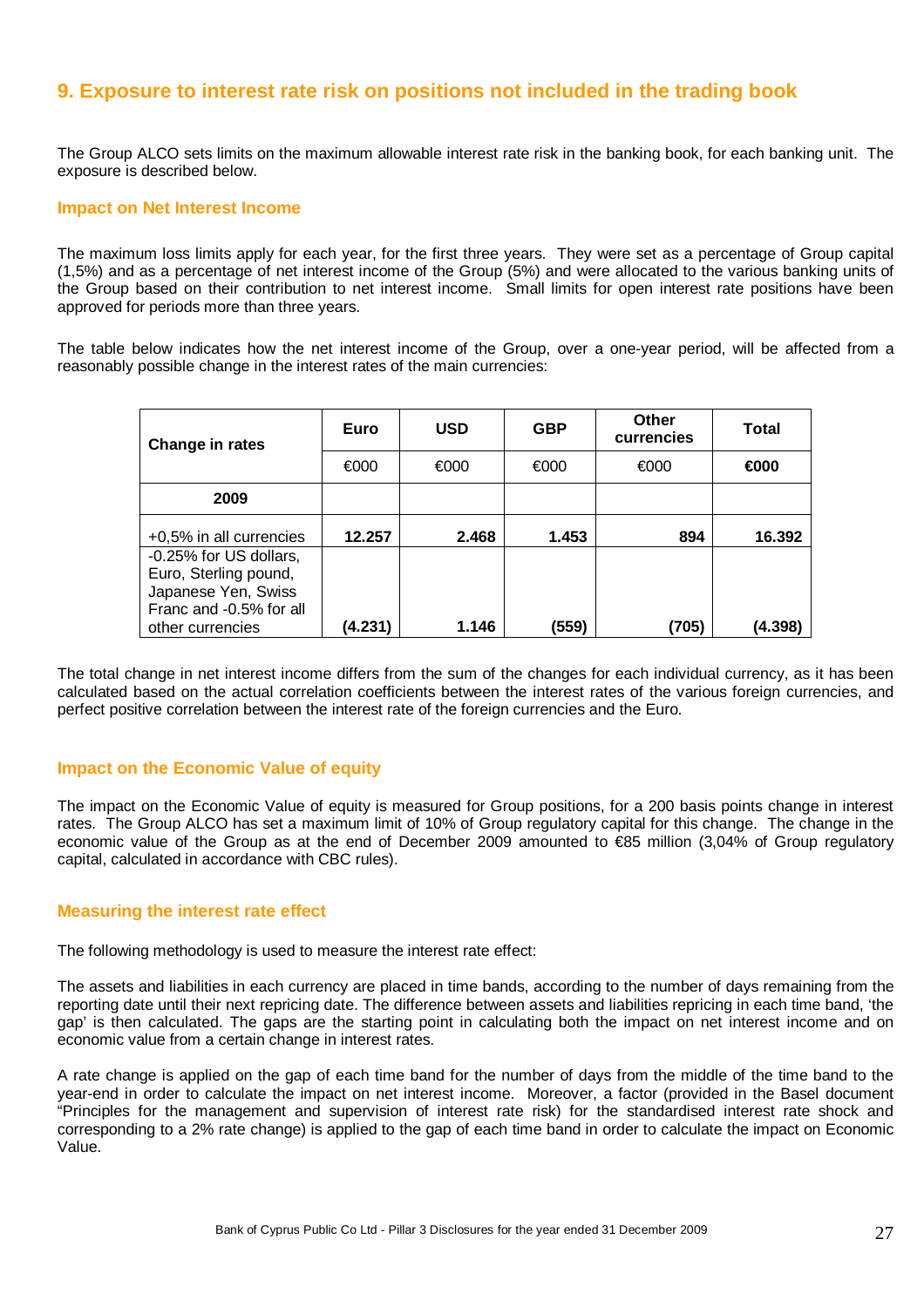## 9. Exposure to interest rate risk on positions not included in the trading book

The Group ALCO sets limits on the maximum allowable interest rate risk in the banking book, for each banking unit. The exposure is described below.

### Impact on Net Interest Income

The maximum loss limits apply for each year, for the first three years. They were set as a percentage of Group capital (1,5%) and as a percentage of net interest income of the Group (5%) and were allocated to the various banking units of the Group based on their contribution to net interest income. Small limits for open interest rate positions have been approved for periods more than three years.

The table below indicates how the net interest income of the Group, over a one-year period, will be affected from a reasonably possible change in the interest rates of the main currencies:

| Change in rates | Euro | USD | GBP | Other currencies | Total |
|---|---|---|---|---|---|
| | €000 | €000 | €000 | €000 | **€000** |
| **2009** | | | | | |
| +0,5% in all currencies | **12.257** | **2.468** | **1.453** | **894** | **16.392** |
| -0.25% for US dollars, Euro, Sterling pound, Japanese Yen, Swiss Franc and -0.5% for all other currencies | **(4.231)** | **1.146** | **(559)** | **(705)** | **(4.398)** |

The total change in net interest income differs from the sum of the changes for each individual currency, as it has been calculated based on the actual correlation coefficients between the interest rates of the various foreign currencies, and perfect positive correlation between the interest rate of the foreign currencies and the Euro.

### Impact on the Economic Value of equity

The impact on the Economic Value of equity is measured for Group positions, for a 200 basis points change in interest rates. The Group ALCO has set a maximum limit of 10% of Group regulatory capital for this change. The change in the economic value of the Group as at the end of December 2009 amounted to €85 million (3,04% of Group regulatory capital, calculated in accordance with CBC rules).

### Measuring the interest rate effect

The following methodology is used to measure the interest rate effect:

The assets and liabilities in each currency are placed in time bands, according to the number of days remaining from the reporting date until their next repricing date. The difference between assets and liabilities repricing in each time band, 'the gap' is then calculated. The gaps are the starting point in calculating both the impact on net interest income and on economic value from a certain change in interest rates.

A rate change is applied on the gap of each time band for the number of days from the middle of the time band to the year-end in order to calculate the impact on net interest income. Moreover, a factor (provided in the Basel document "Principles for the management and supervision of interest rate risk) for the standardised interest rate shock and corresponding to a 2% rate change) is applied to the gap of each time band in order to calculate the impact on Economic Value.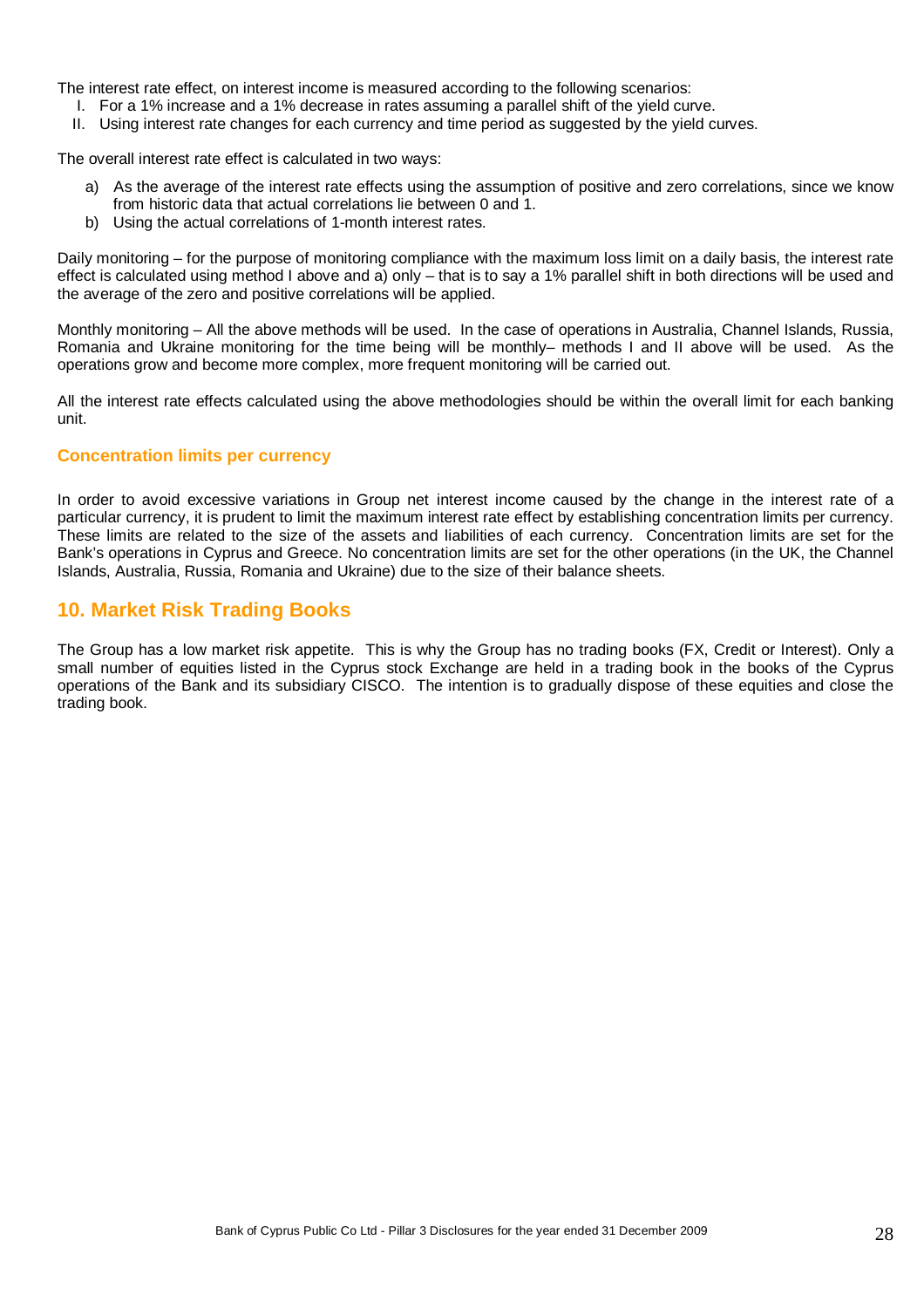The interest rate effect, on interest income is measured according to the following scenarios:

I. For a 1% increase and a 1% decrease in rates assuming a parallel shift of the yield curve.
II. Using interest rate changes for each currency and time period as suggested by the yield curves.

The overall interest rate effect is calculated in two ways:

a) As the average of the interest rate effects using the assumption of positive and zero correlations, since we know from historic data that actual correlations lie between 0 and 1.
b) Using the actual correlations of 1-month interest rates.

Daily monitoring – for the purpose of monitoring compliance with the maximum loss limit on a daily basis, the interest rate effect is calculated using method I above and a) only – that is to say a 1% parallel shift in both directions will be used and the average of the zero and positive correlations will be applied.

Monthly monitoring – All the above methods will be used. In the case of operations in Australia, Channel Islands, Russia, Romania and Ukraine monitoring for the time being will be monthly– methods I and II above will be used. As the operations grow and become more complex, more frequent monitoring will be carried out.

All the interest rate effects calculated using the above methodologies should be within the overall limit for each banking unit.

### Concentration limits per currency

In order to avoid excessive variations in Group net interest income caused by the change in the interest rate of a particular currency, it is prudent to limit the maximum interest rate effect by establishing concentration limits per currency. These limits are related to the size of the assets and liabilities of each currency. Concentration limits are set for the Bank's operations in Cyprus and Greece. No concentration limits are set for the other operations (in the UK, the Channel Islands, Australia, Russia, Romania and Ukraine) due to the size of their balance sheets.

## 10. Market Risk Trading Books

The Group has a low market risk appetite. This is why the Group has no trading books (FX, Credit or Interest). Only a small number of equities listed in the Cyprus stock Exchange are held in a trading book in the books of the Cyprus operations of the Bank and its subsidiary CISCO. The intention is to gradually dispose of these equities and close the trading book.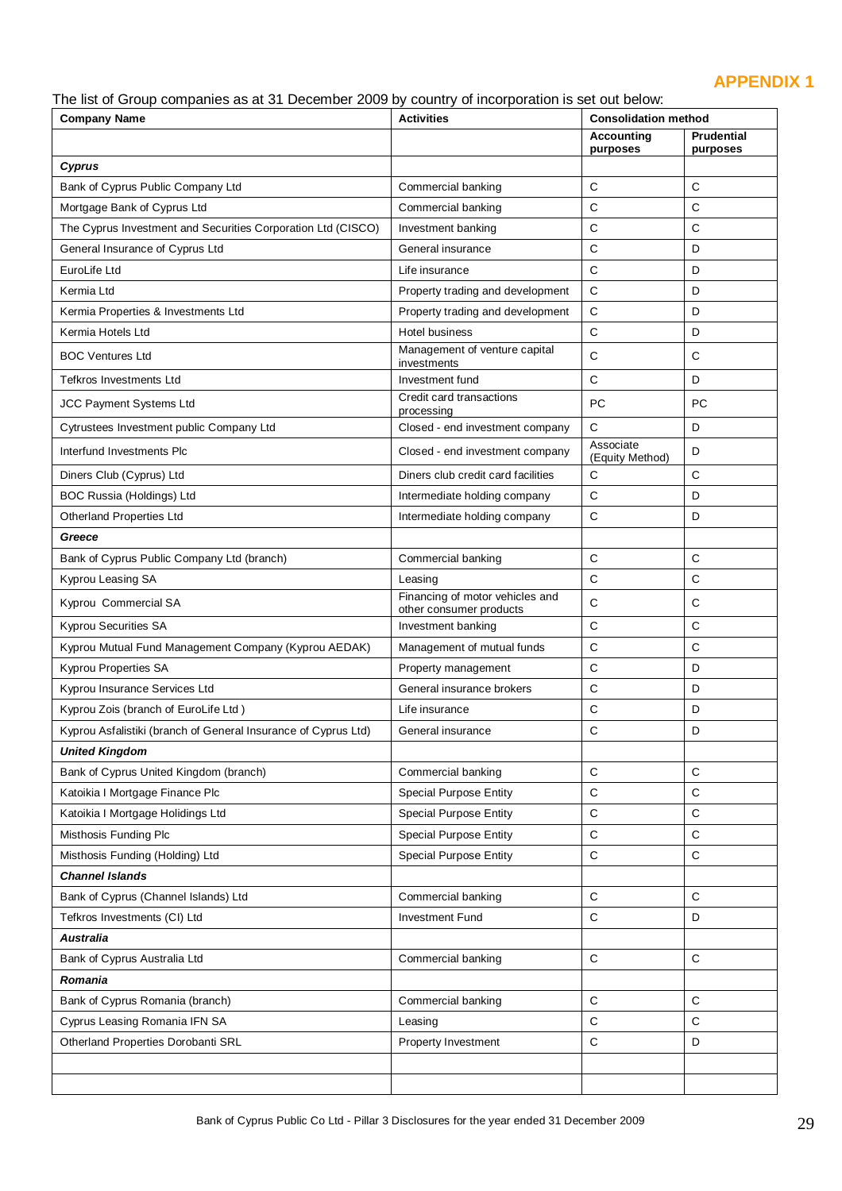# APPENDIX 1

The list of Group companies as at 31 December 2009 by country of incorporation is set out below:

| Company Name | Activities | Consolidation method | |
|---|---|---|---|
| | | **Accounting purposes** | **Prudential purposes** |
| ***Cyprus*** | | | |
| Bank of Cyprus Public Company Ltd | Commercial banking | C | C |
| Mortgage Bank of Cyprus Ltd | Commercial banking | C | C |
| The Cyprus Investment and Securities Corporation Ltd (CISCO) | Investment banking | C | C |
| General Insurance of Cyprus Ltd | General insurance | C | D |
| EuroLife Ltd | Life insurance | C | D |
| Kermia Ltd | Property trading and development | C | D |
| Kermia Properties & Investments Ltd | Property trading and development | C | D |
| Kermia Hotels Ltd | Hotel business | C | D |
| BOC Ventures Ltd | Management of venture capital investments | C | C |
| Tefkros Investments Ltd | Investment fund | C | D |
| JCC Payment Systems Ltd | Credit card transactions processing | PC | PC |
| Cytrustees Investment public Company Ltd | Closed - end investment company | C | D |
| Interfund Investments Plc | Closed - end investment company | Associate (Equity Method) | D |
| Diners Club (Cyprus) Ltd | Diners club credit card facilities | C | C |
| BOC Russia (Holdings) Ltd | Intermediate holding company | C | D |
| Otherland Properties Ltd | Intermediate holding company | C | D |
| ***Greece*** | | | |
| Bank of Cyprus Public Company Ltd (branch) | Commercial banking | C | C |
| Kyprou Leasing SA | Leasing | C | C |
| Kyprou Commercial SA | Financing of motor vehicles and other consumer products | C | C |
| Kyprou Securities SA | Investment banking | C | C |
| Kyprou Mutual Fund Management Company (Kyprou AEDAK) | Management of mutual funds | C | C |
| Kyprou Properties SA | Property management | C | D |
| Kyprou Insurance Services Ltd | General insurance brokers | C | D |
| Kyprou Zois (branch of EuroLife Ltd ) | Life insurance | C | D |
| Kyprou Asfalistiki (branch of General Insurance of Cyprus Ltd) | General insurance | C | D |
| ***United Kingdom*** | | | |
| Bank of Cyprus United Kingdom (branch) | Commercial banking | C | C |
| Katoikia I Mortgage Finance Plc | Special Purpose Entity | C | C |
| Katoikia I Mortgage Holidings Ltd | Special Purpose Entity | C | C |
| Misthosis Funding Plc | Special Purpose Entity | C | C |
| Misthosis Funding (Holding) Ltd | Special Purpose Entity | C | C |
| ***Channel Islands*** | | | |
| Bank of Cyprus (Channel Islands) Ltd | Commercial banking | C | C |
| Tefkros Investments (CI) Ltd | Investment Fund | C | D |
| ***Australia*** | | | |
| Bank of Cyprus Australia Ltd | Commercial banking | C | C |
| ***Romania*** | | | |
| Bank of Cyprus Romania (branch) | Commercial banking | C | C |
| Cyprus Leasing Romania IFN SA | Leasing | C | C |
| Otherland Properties Dorobanti SRL | Property Investment | C | D |
| | | | |
| | | | |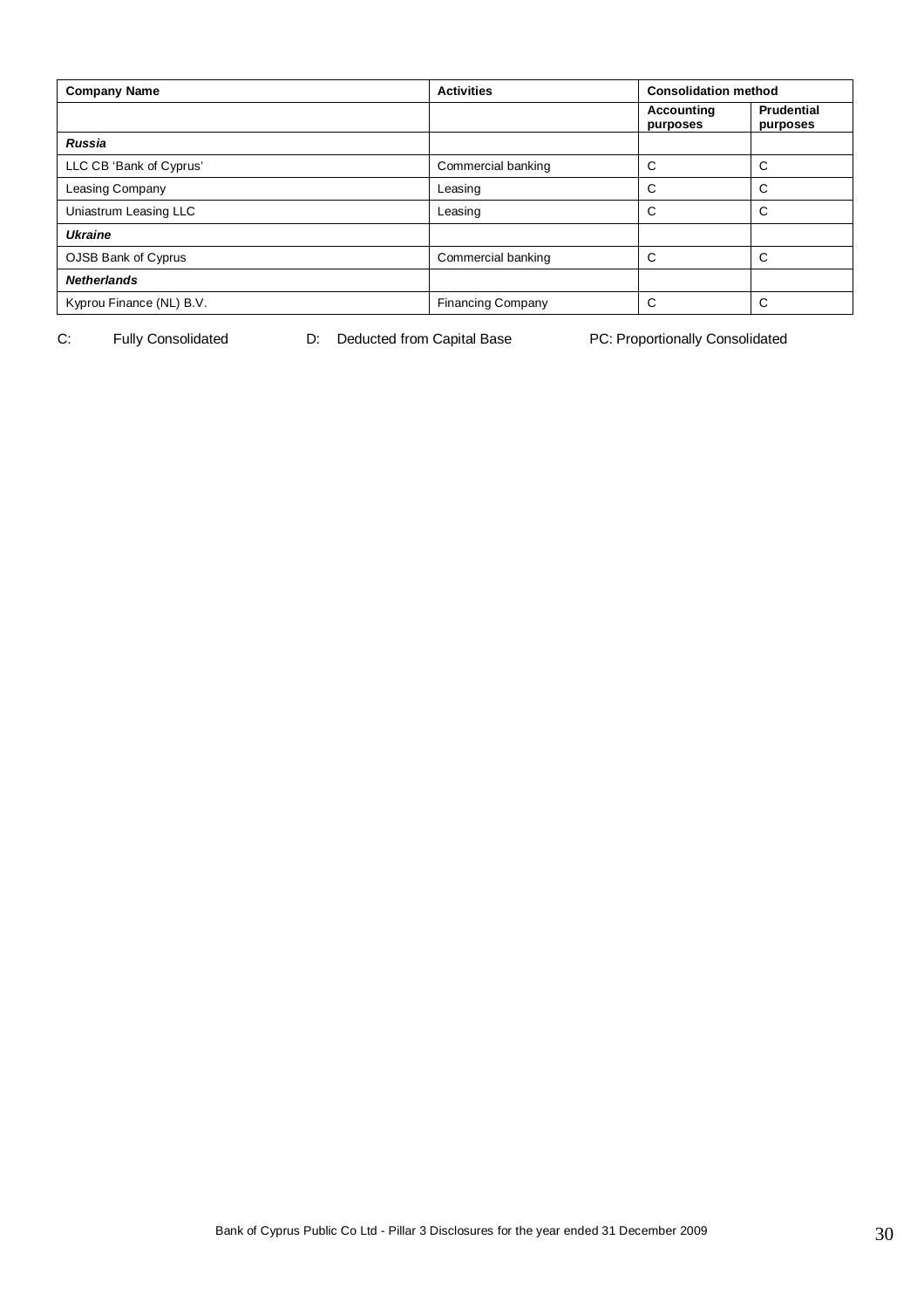| Company Name | Activities | Consolidation method | |
|---|---|---|---|
| | | **Accounting purposes** | **Prudential purposes** |
| ***Russia*** | | | |
| LLC CB 'Bank of Cyprus' | Commercial banking | C | C |
| Leasing Company | Leasing | C | C |
| Uniastrum Leasing LLC | Leasing | C | C |
| ***Ukraine*** | | | |
| OJSB Bank of Cyprus | Commercial banking | C | C |
| ***Netherlands*** | | | |
| Kyprou Finance (NL) B.V. | Financing Company | C | C |

C: Fully Consolidated D: Deducted from Capital Base PC: Proportionally Consolidated